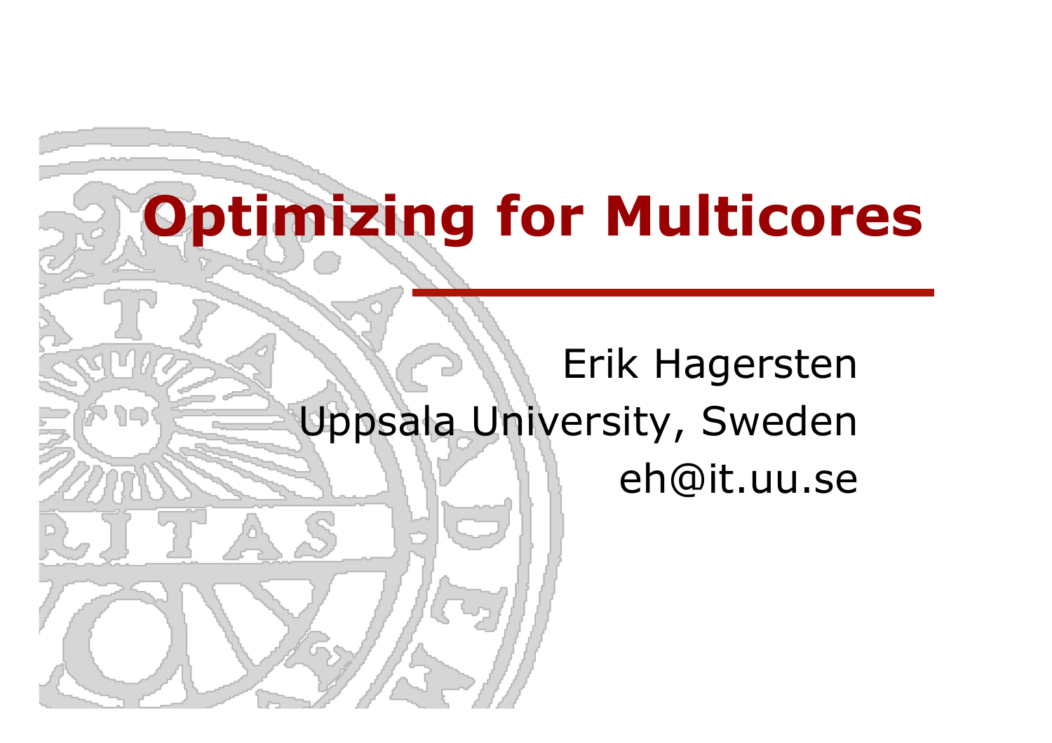# Optimizing for Multicores

Erik Hagersten
Uppsala University, Sweden
eh@it.uu.se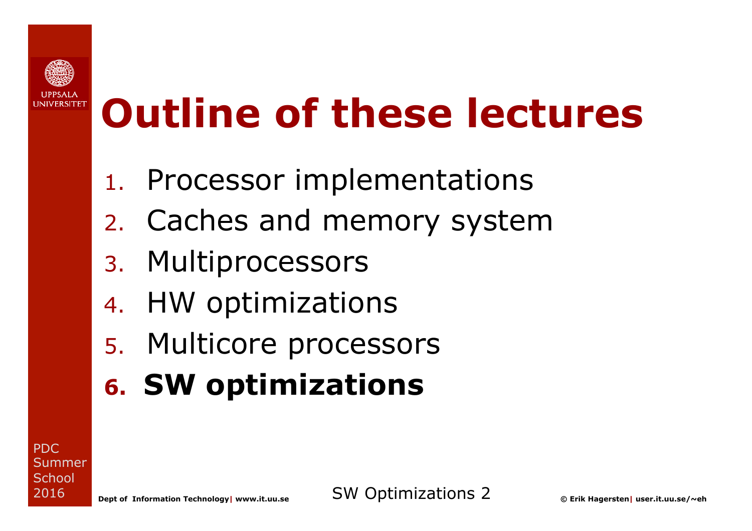# Outline of these lectures

1. Processor implementations
2. Caches and memory system
3. Multiprocessors
4. HW optimizations
5. Multicore processors
6. **SW optimizations**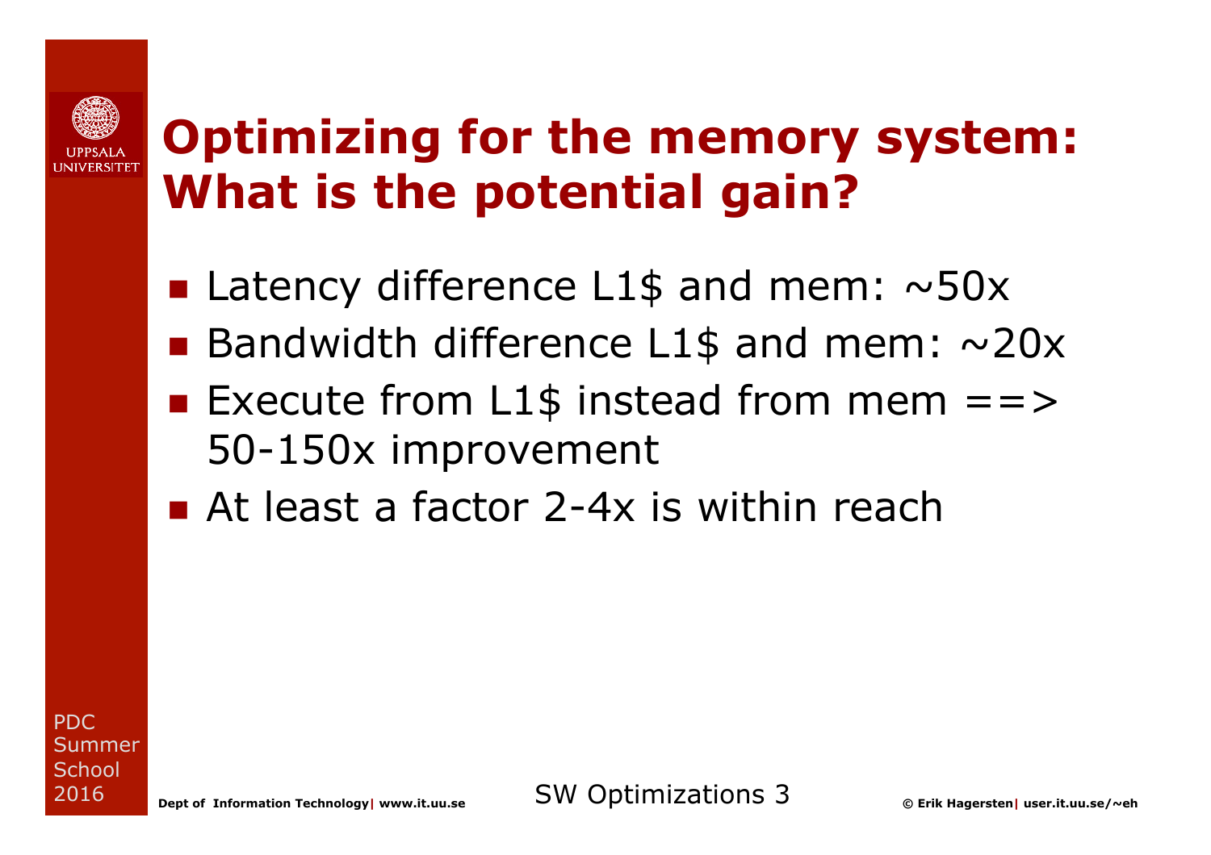# Optimizing for the memory system: What is the potential gain?

- Latency difference L1$ and mem: ~50x
- Bandwidth difference L1$ and mem: ~20x
- Execute from L1$ instead from mem ==> 50-150x improvement
- At least a factor 2-4x is within reach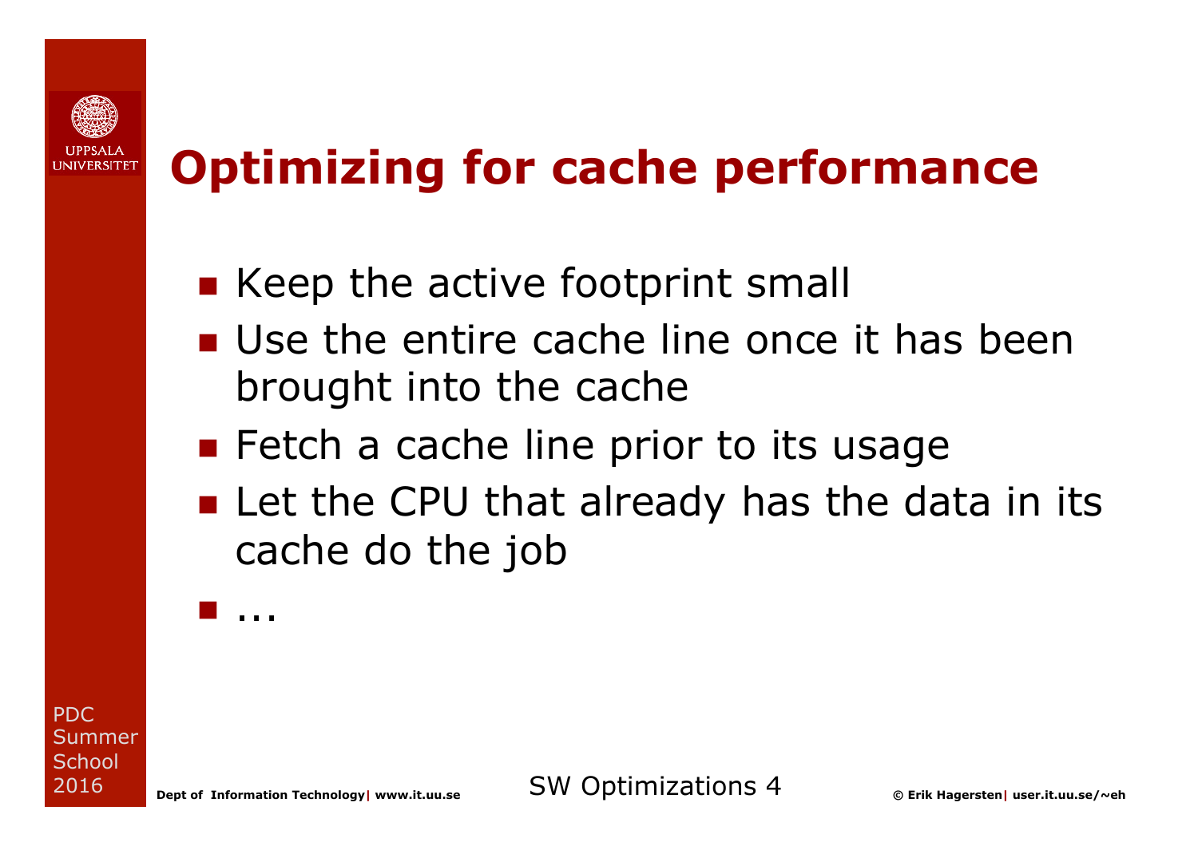# Optimizing for cache performance

- Keep the active footprint small
- Use the entire cache line once it has been brought into the cache
- Fetch a cache line prior to its usage
- Let the CPU that already has the data in its cache do the job
- ...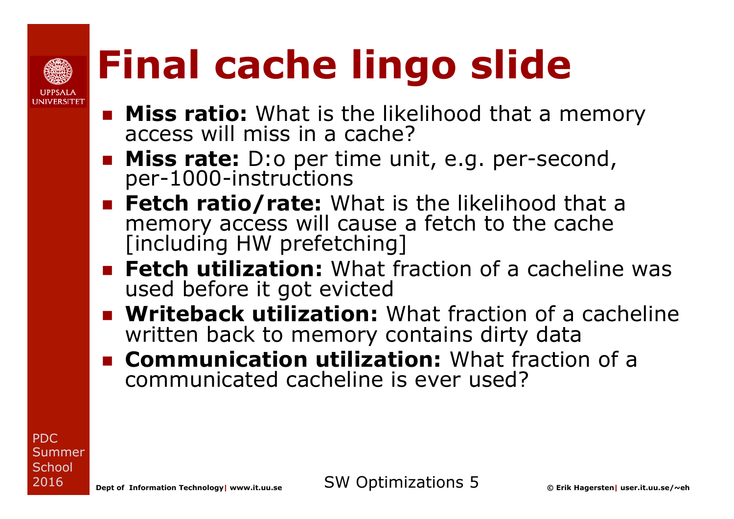# Final cache lingo slide

- **Miss ratio:** What is the likelihood that a memory access will miss in a cache?
- **Miss rate:** D:o per time unit, e.g. per-second, per-1000-instructions
- **Fetch ratio/rate:** What is the likelihood that a memory access will cause a fetch to the cache [including HW prefetching]
- **Fetch utilization:** What fraction of a cacheline was used before it got evicted
- **Writeback utilization:** What fraction of a cacheline written back to memory contains dirty data
- **Communication utilization:** What fraction of a communicated cacheline is ever used?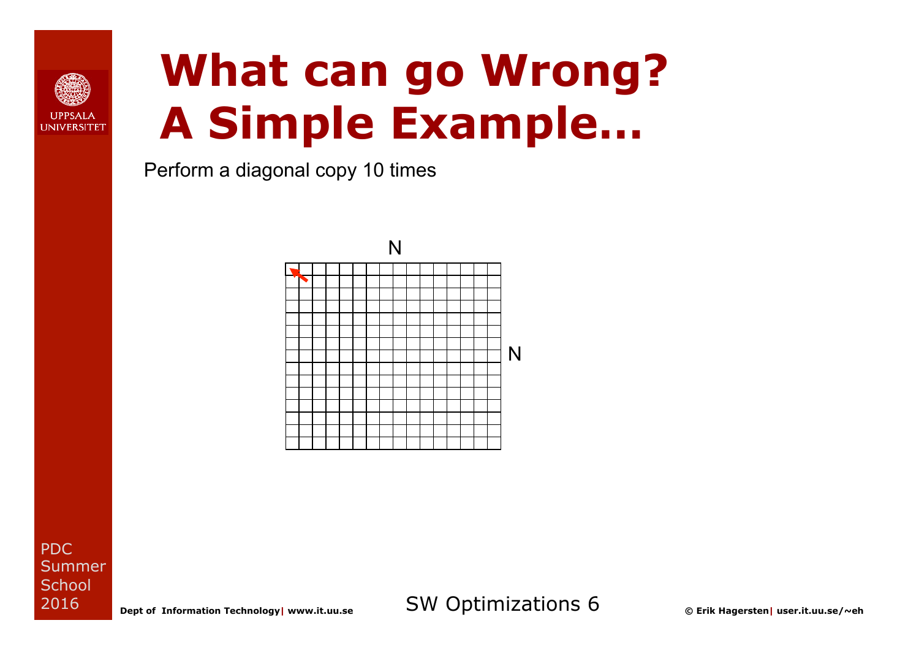# What can go Wrong? A Simple Example…

Perform a diagonal copy 10 times

N

N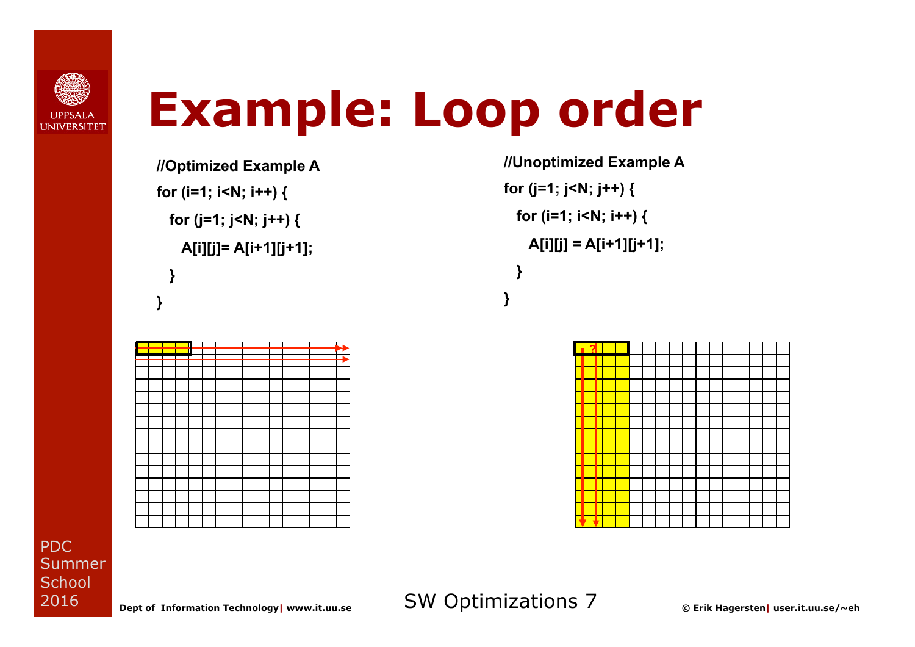# Example: Loop order

```
//Optimized Example A
for (i=1; i<N; i++) {
  for (j=1; j<N; j++) {
    A[i][j]= A[i+1][j+1];
  }
}
```

```
//Unoptimized Example A
for (j=1; j<N; j++) {
  for (i=1; i<N; i++) {
    A[i][j] = A[i+1][j+1];
  }
}
```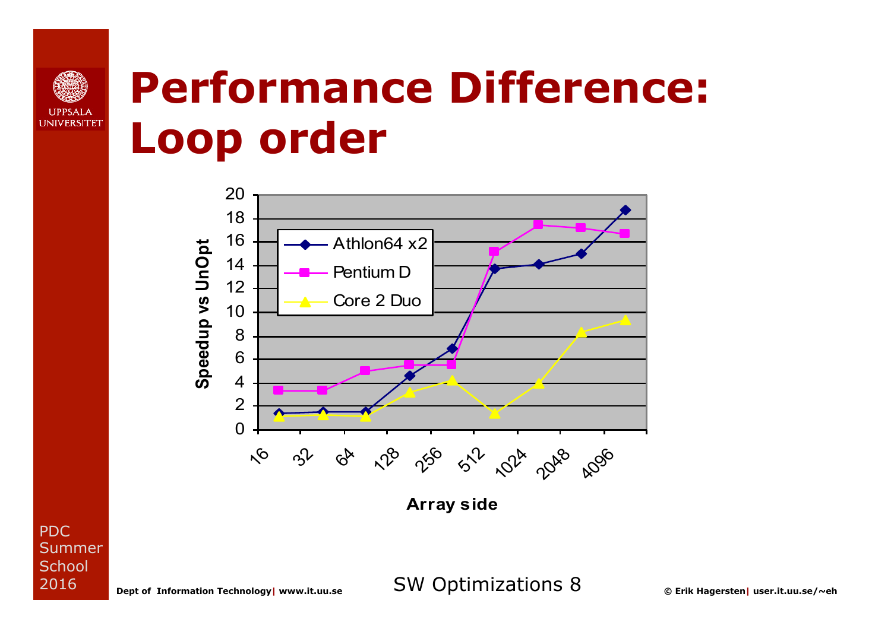# Performance Difference: Loop order

Speedup vs UnOpt

Array side

Athlon64 x2

Pentium D

Core 2 Duo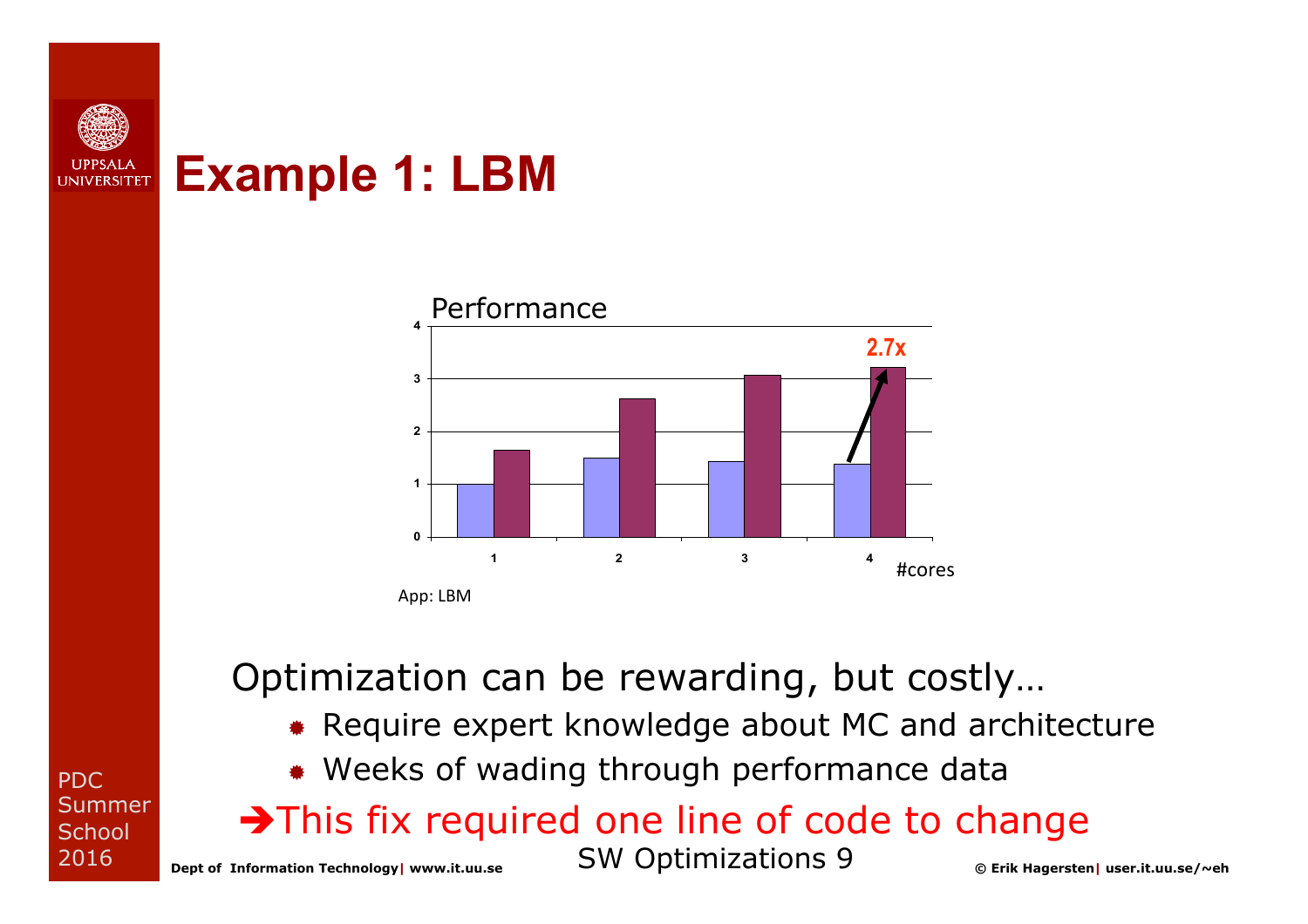# Example 1: LBM

Performance

| #cores | 1 | 2 | 3 | 4 |
|---|---|---|---|---|
| Before | 1 | 1.5 | 1.43 | 1.38 |
| After | 1.65 | 2.62 | 3.07 | 3.22 |

2.7x

App: LBM

Optimization can be rewarding, but costly…

- Require expert knowledge about MC and architecture
- Weeks of wading through performance data

➔This fix required one line of code to change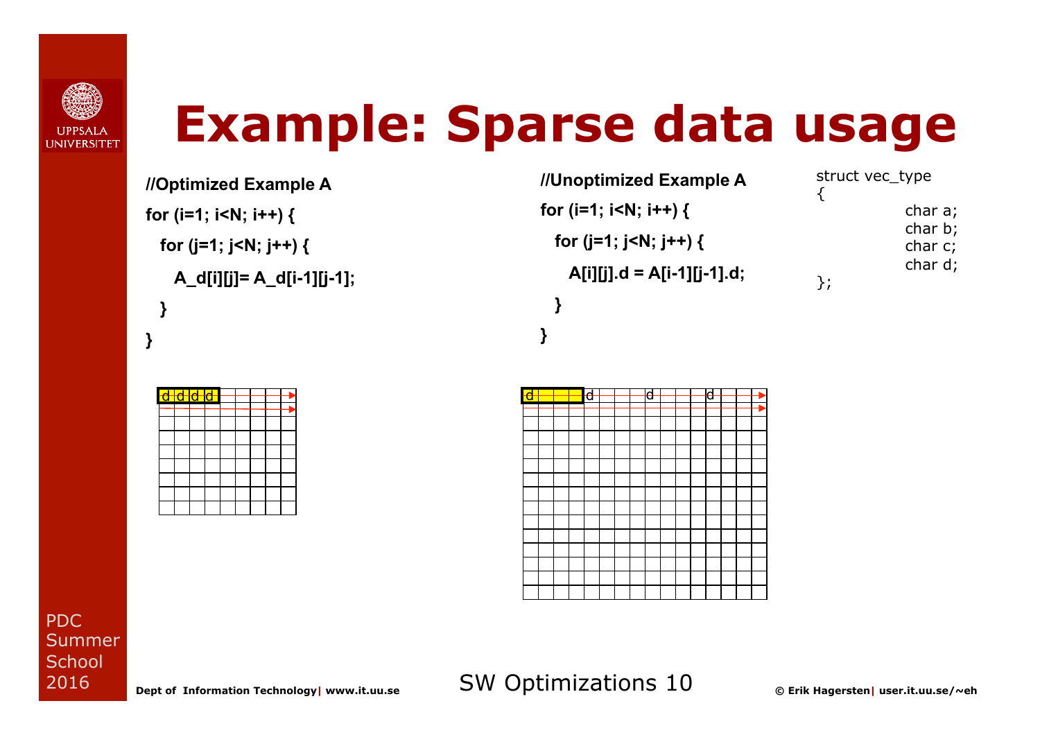# Example: Sparse data usage

```
//Optimized Example A
for (i=1; i<N; i++) {
  for (j=1; j<N; j++) {
    A_d[i][j]= A_d[i-1][j-1];
  }
}
```

```
//Unoptimized Example A
for (i=1; i<N; i++) {
  for (j=1; j<N; j++) {
    A[i][j].d = A[i-1][j-1].d;
  }
}
```

```
struct vec_type
{
        char a;
        char b;
        char c;
        char d;
};
```

d d d d

d d d d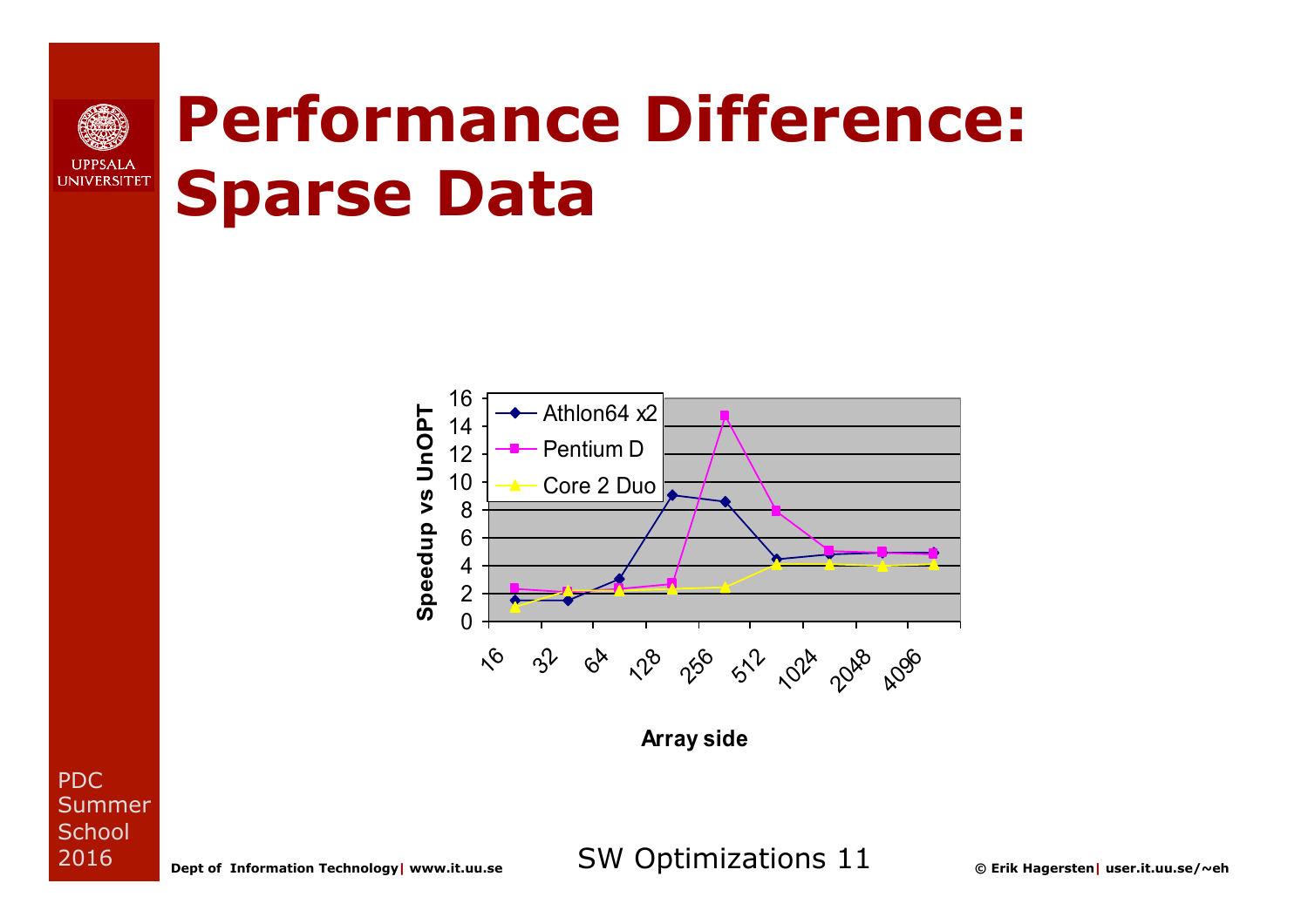# Performance Difference: Sparse Data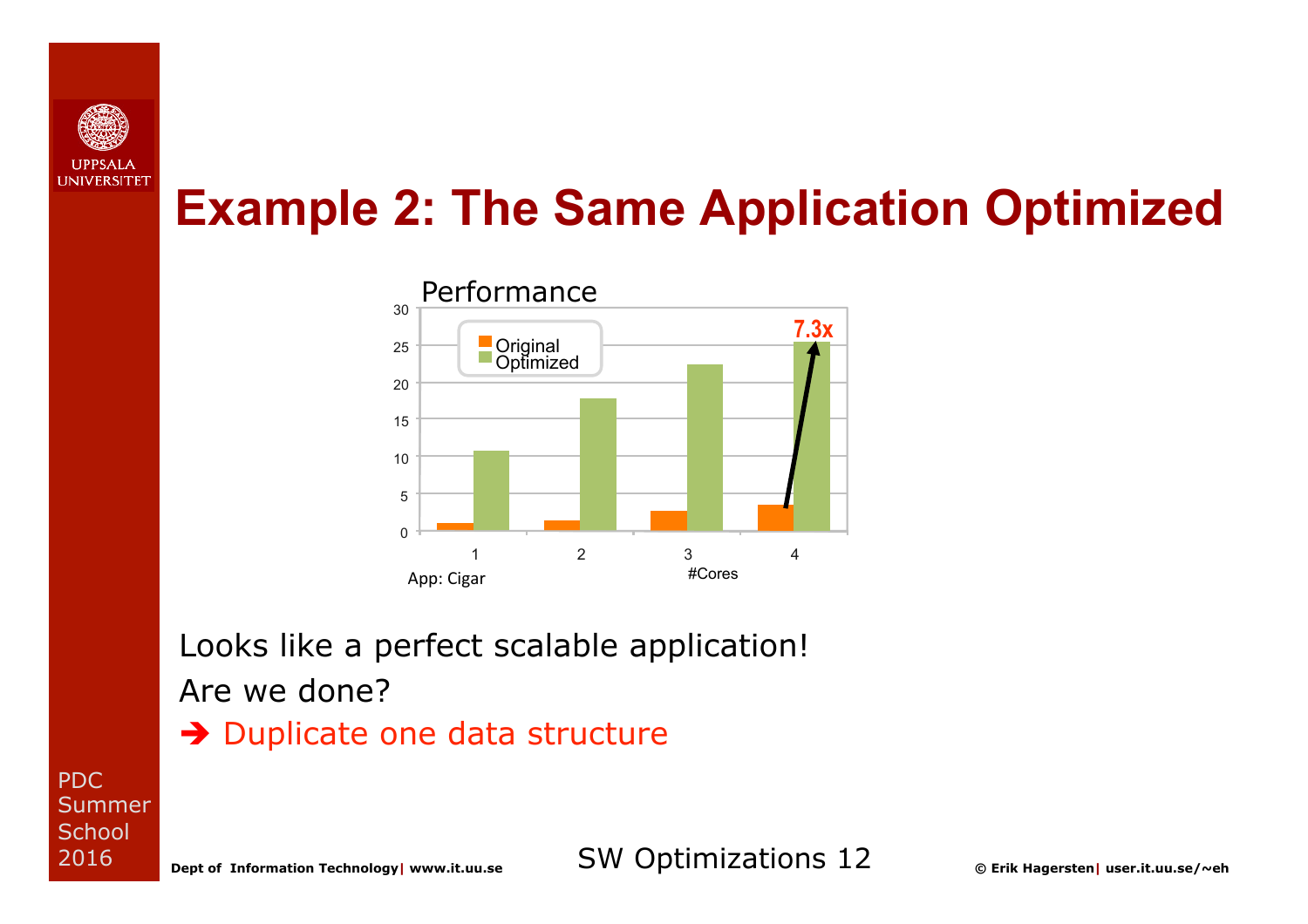# Example 2: The Same Application Optimized

Performance

| #Cores | Original | Optimized |
|---|---|---|
| 1 | 1 | 10.7 |
| 2 | 1.4 | 17.8 |
| 3 | 2.6 | 22.3 |
| 4 | 3.5 | 25.5 |

7.3x

App: Cigar

Looks like a perfect scalable application!

Are we done?

➔ Duplicate one data structure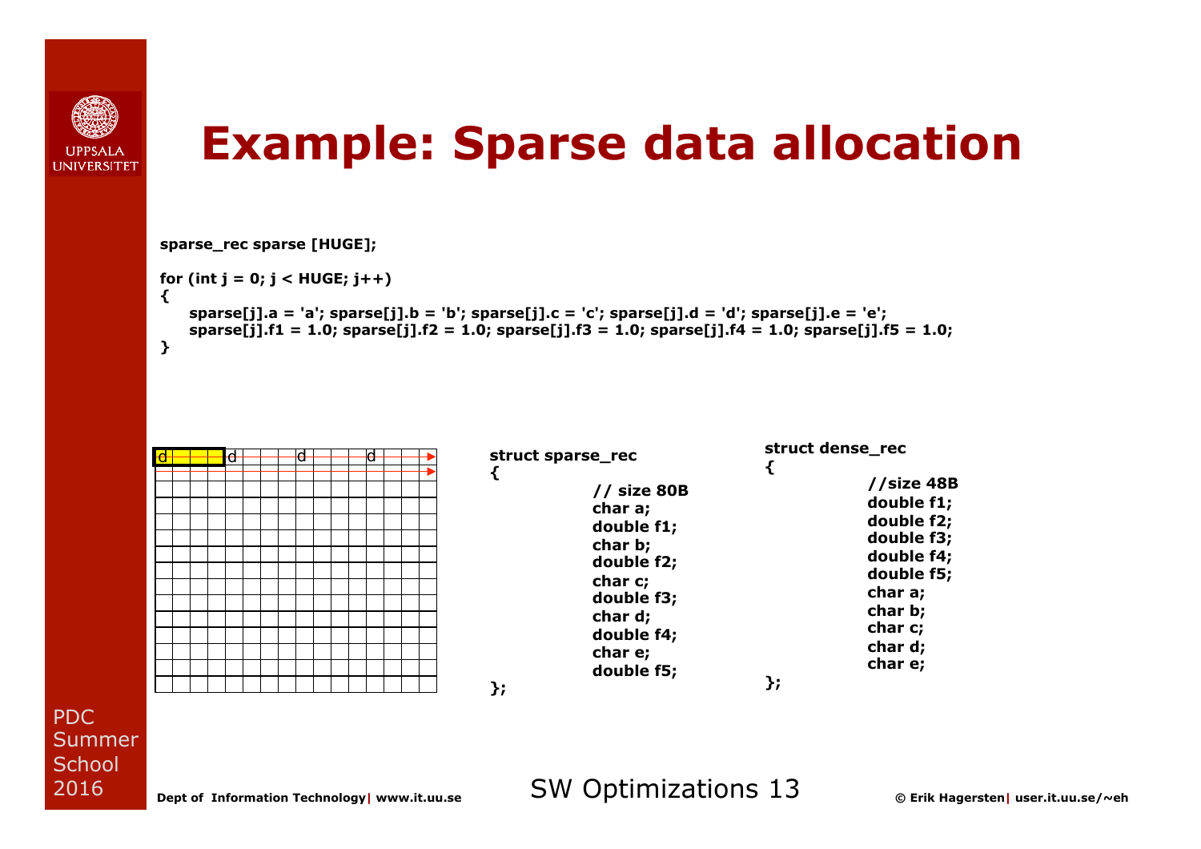# Example: Sparse data allocation

```
sparse_rec sparse [HUGE];

for (int j = 0; j < HUGE; j++)
{
    sparse[j].a = 'a'; sparse[j].b = 'b'; sparse[j].c = 'c'; sparse[j].d = 'd'; sparse[j].e = 'e';
    sparse[j].f1 = 1.0; sparse[j].f2 = 1.0; sparse[j].f3 = 1.0; sparse[j].f4 = 1.0; sparse[j].f5 = 1.0;
}
```

d d d d

```
struct sparse_rec
{
        // size 80B
        char a;
        double f1;
        char b;
        double f2;
        char c;
        double f3;
        char d;
        double f4;
        char e;
        double f5;
};
```

```
struct dense_rec
{
        //size 48B
        double f1;
        double f2;
        double f3;
        double f4;
        double f5;
        char a;
        char b;
        char c;
        char d;
        char e;
};
```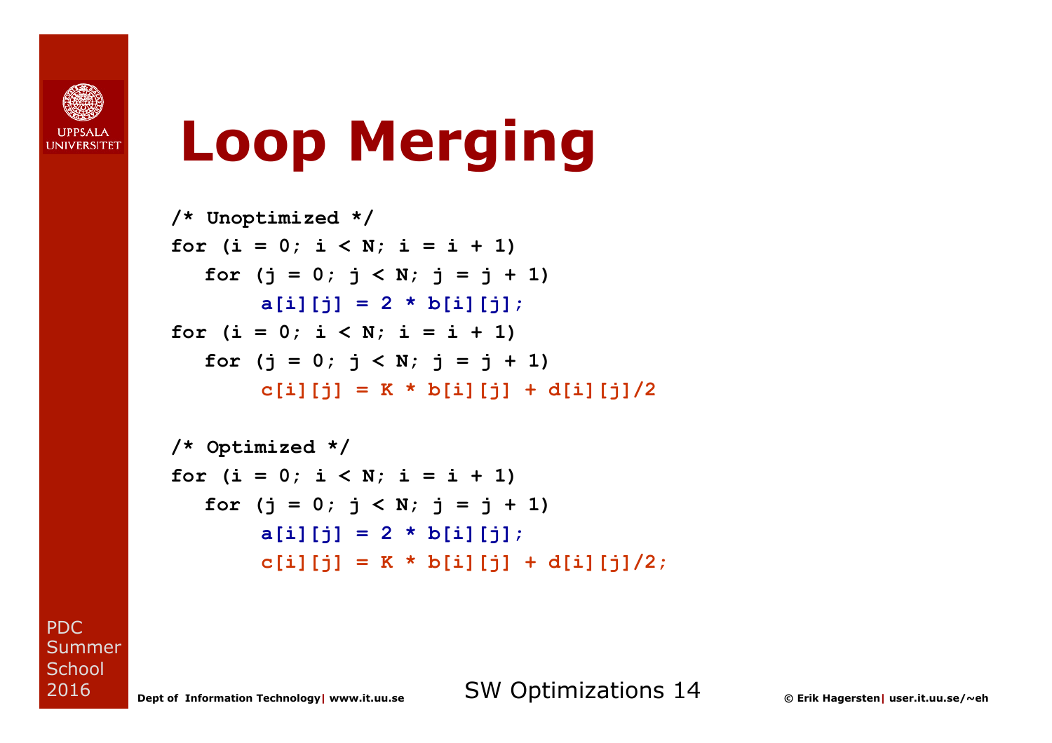# Loop Merging

```
/* Unoptimized */
for (i = 0; i < N; i = i + 1)
   for (j = 0; j < N; j = j + 1)
        a[i][j] = 2 * b[i][j];
for (i = 0; i < N; i = i + 1)
   for (j = 0; j < N; j = j + 1)
        c[i][j] = K * b[i][j] + d[i][j]/2

/* Optimized */
for (i = 0; i < N; i = i + 1)
   for (j = 0; j < N; j = j + 1)
        a[i][j] = 2 * b[i][j];
        c[i][j] = K * b[i][j] + d[i][j]/2;
```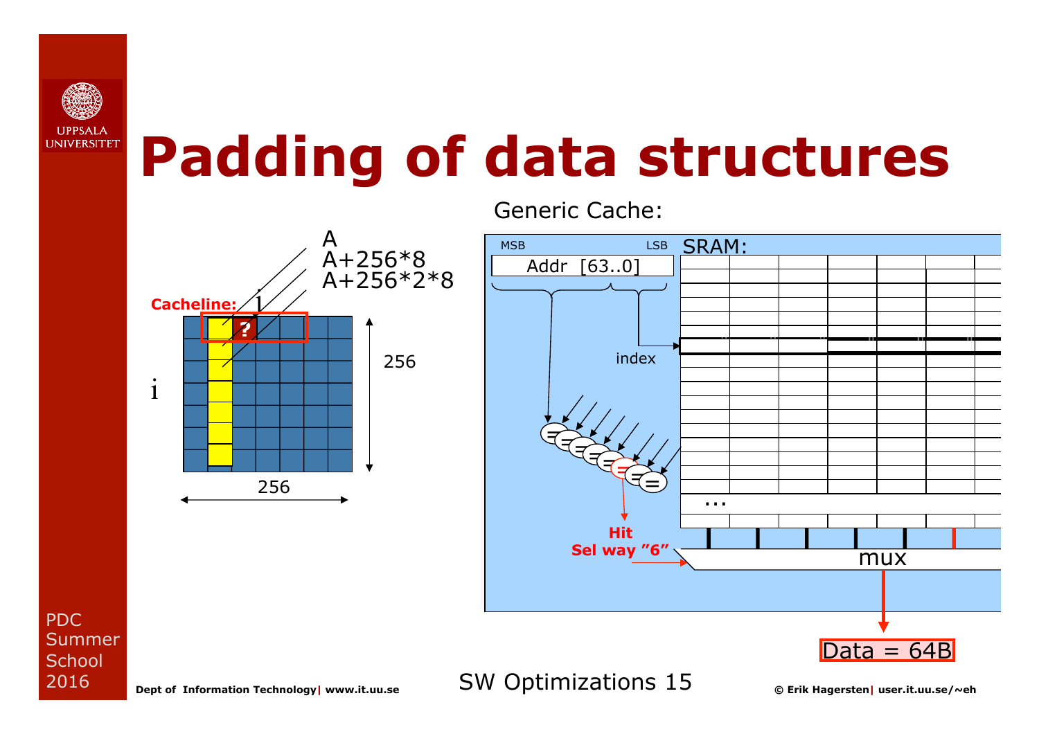# Padding of data structures

Generic Cache:

A
A+256*8
A+256*2*8

Cacheline: j

?

i

256

256

MSB LSB

Addr [63..0]

index

SRAM:

...

Hit
Sel way "6"

mux

Data = 64B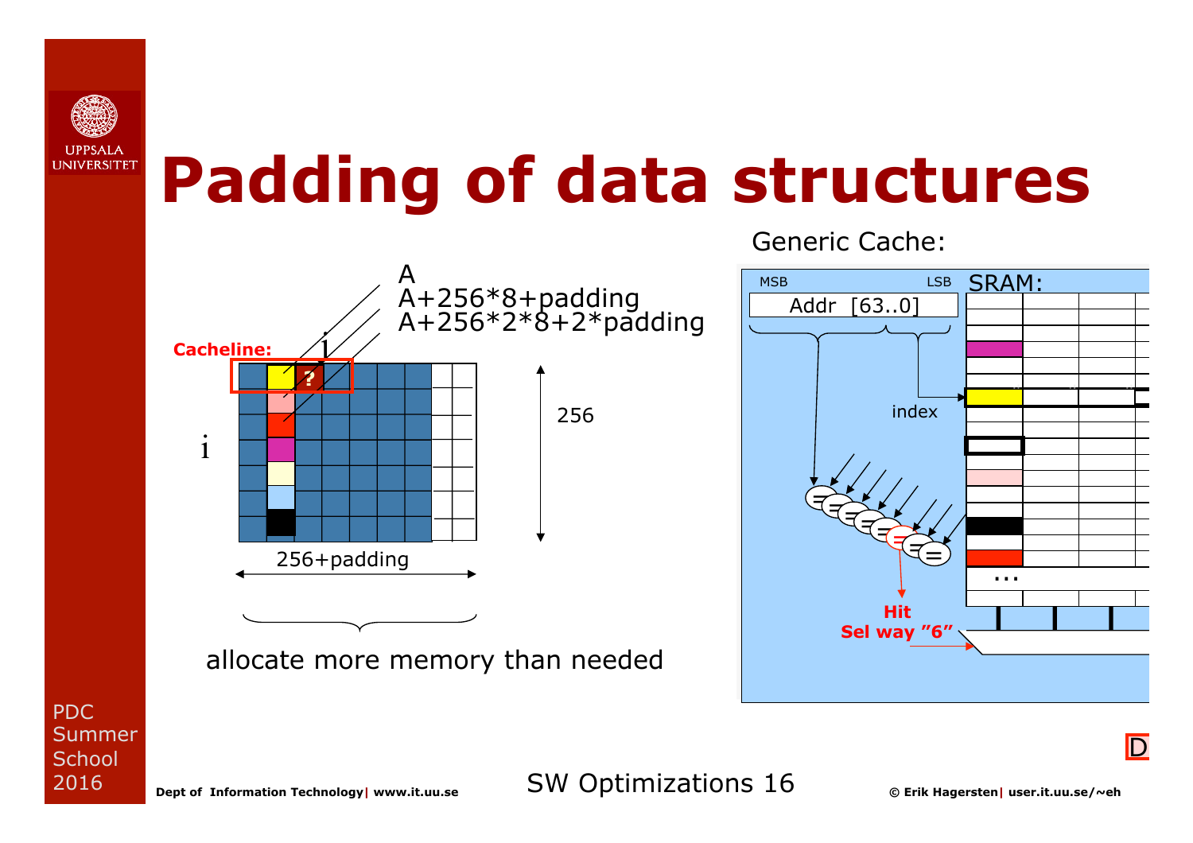# Padding of data structures

Generic Cache:

A
A+256*8+padding
A+256*2*8+2*padding

Cacheline:

i

i

?

256

256+padding

allocate more memory than needed

MSB LSB
Addr [63..0]

SRAM:

index

...

Hit
Sel way "6"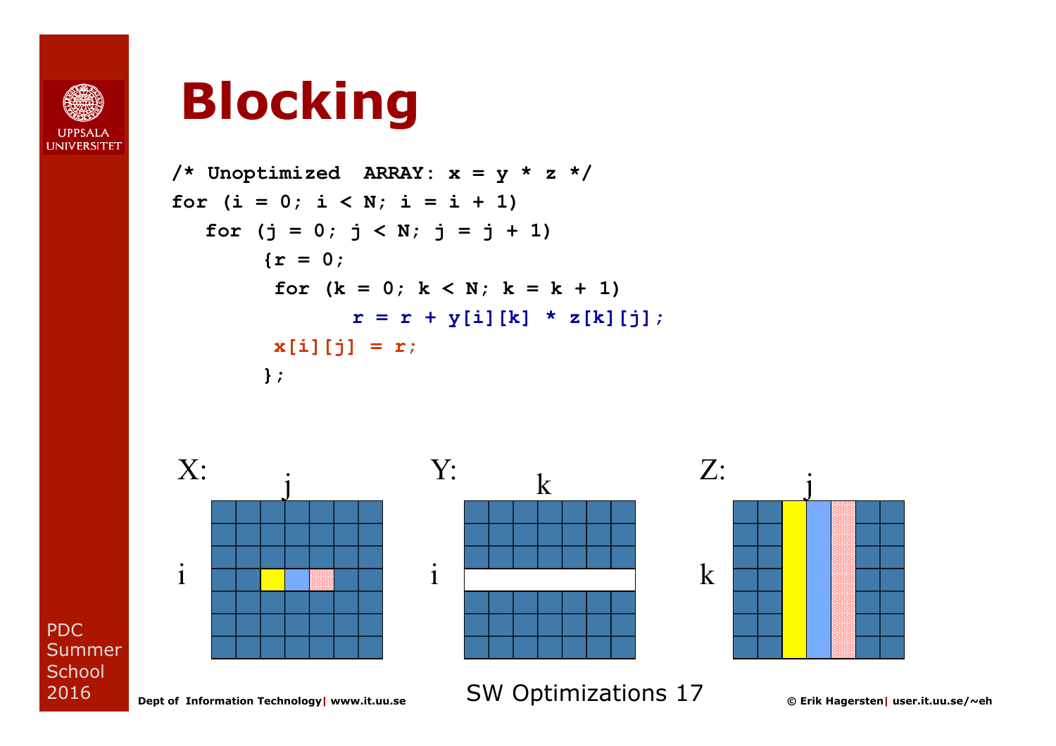# Blocking

```
/* Unoptimized  ARRAY: x = y * z */
for (i = 0; i < N; i = i + 1)
   for (j = 0; j < N; j = j + 1)
       {r = 0;
        for (k = 0; k < N; k = k + 1)
               r = r + y[i][k] * z[k][j];
        x[i][j] = r;
       };
```

X: (j, i) Y: (k, i) Z: (j, k)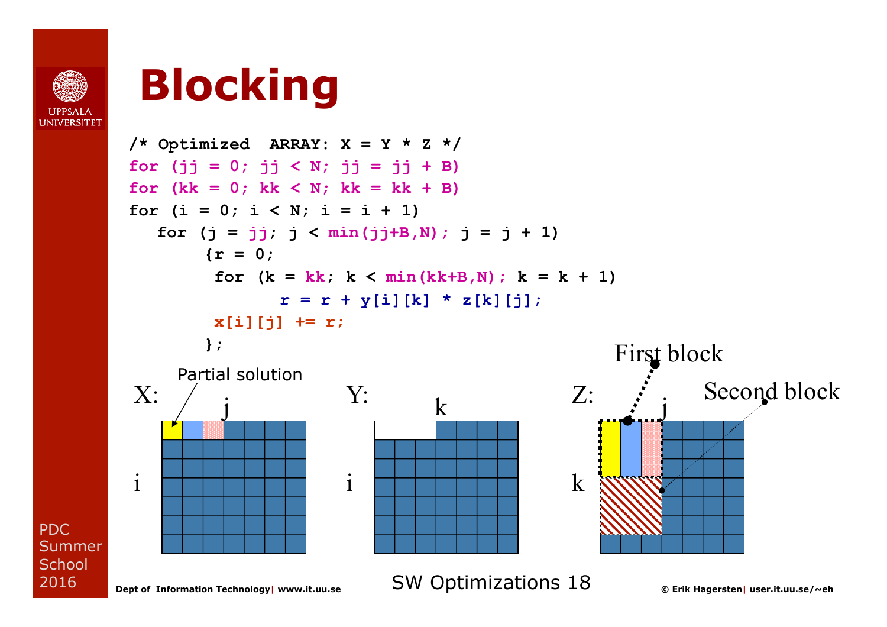# Blocking

```
/* Optimized  ARRAY: X = Y * Z */
for (jj = 0; jj < N; jj = jj + B)
for (kk = 0; kk < N; kk = kk + B)
for (i = 0; i < N; i = i + 1)
   for (j = jj; j < min(jj+B,N); j = j + 1)
        {r = 0;
         for (k = kk; k < min(kk+B,N); k = k + 1)
                r = r + y[i][k] * z[k][j];
         x[i][j] += r;
        };
```

X: Partial solution (i, j)

Y: (i, k)

Z: First block, Second block (k, j)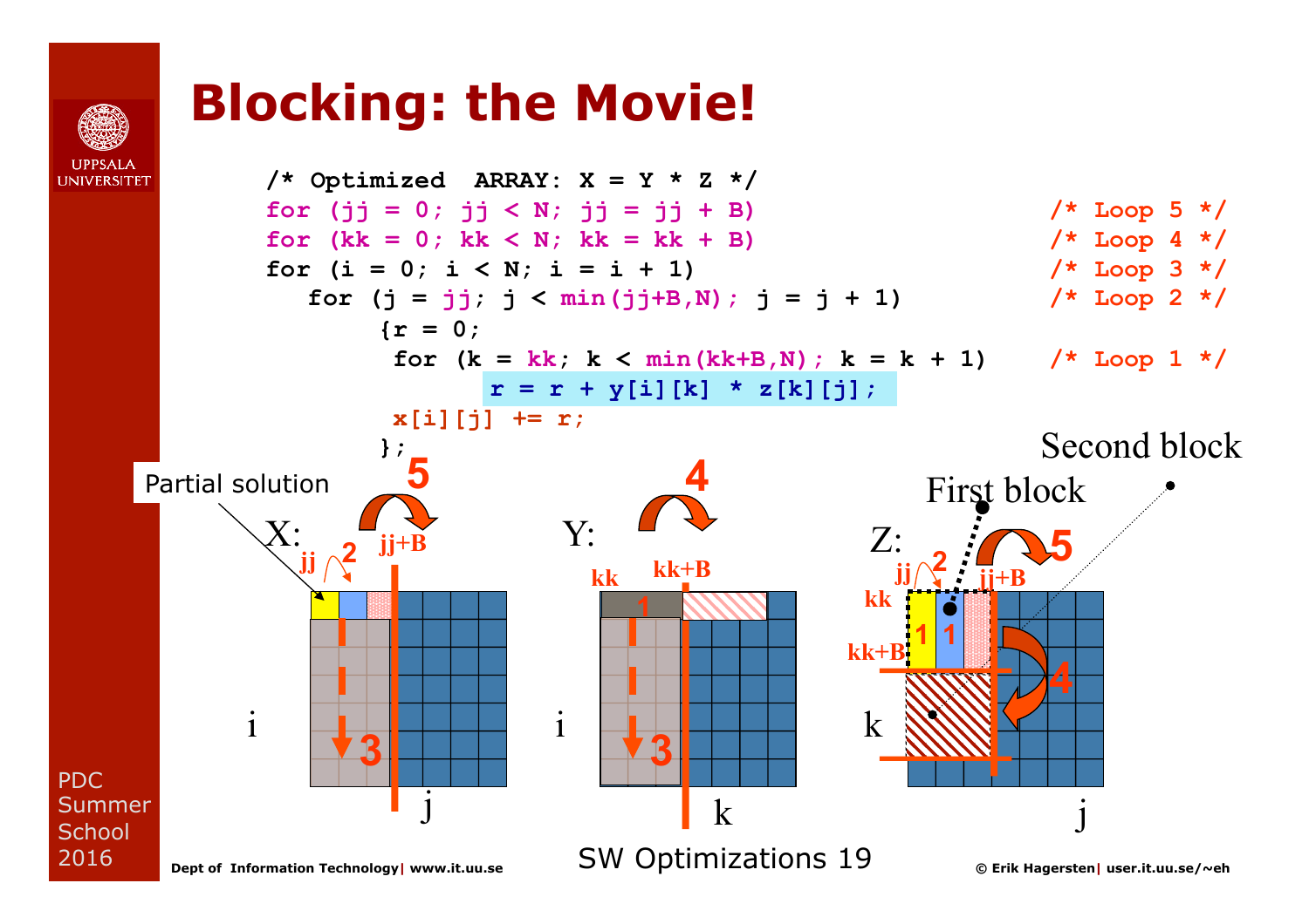# Blocking: the Movie!

```
/* Optimized  ARRAY: X = Y * Z */
for (jj = 0; jj < N; jj = jj + B)                    /* Loop 5 */
for (kk = 0; kk < N; kk = kk + B)                    /* Loop 4 */
for (i = 0; i < N; i = i + 1)                        /* Loop 3 */
   for (j = jj; j < min(jj+B,N); j = j + 1)          /* Loop 2 */
        {r = 0;
         for (k = kk; k < min(kk+B,N); k = k + 1)    /* Loop 1 */
              r = r + y[i][k]  * z[k][j];
         x[i][j] += r;
        };
```

Partial solution

X: jj, jj+B, i, j — 2, 3, 5

Y: kk, kk+B, i, k — 1, 3, 4

Z: kk, kk+B, jj, jj+B, k, j — 1, 2, 4, 5

First block

Second block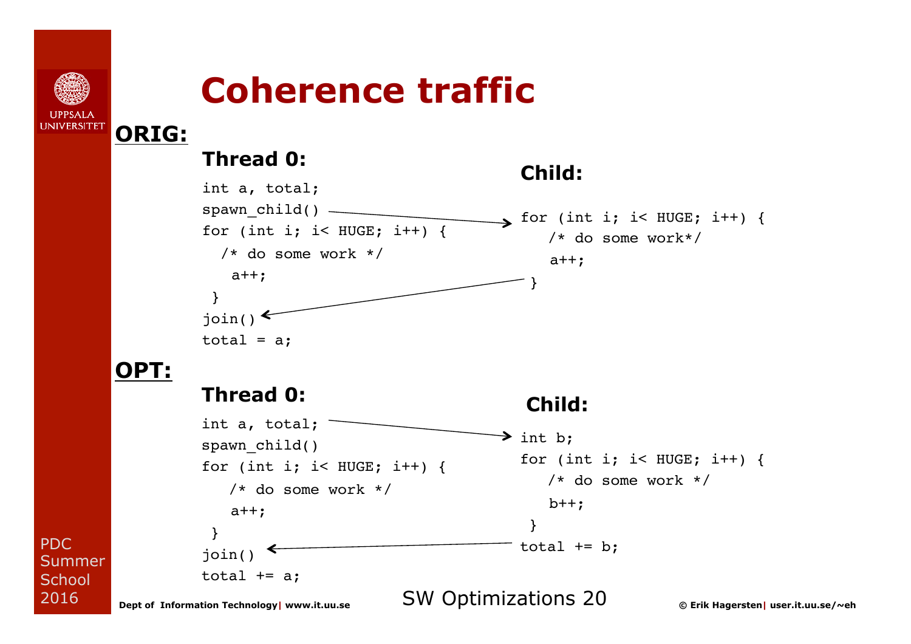# Coherence traffic

## ORIG:

**Thread 0:**

```
int a, total;
spawn_child()
for (int i; i< HUGE; i++) {
  /* do some work */
   a++;
 }
join()
total = a;
```

**Child:**

```
for (int i; i< HUGE; i++) {
   /* do some work*/
   a++;
}
```

## OPT:

**Thread 0:**

```
int a, total;
spawn_child()
for (int i; i< HUGE; i++) {
   /* do some work */
   a++;
 }
join()
total += a;
```

**Child:**

```
int b;
for (int i; i< HUGE; i++) {
   /* do some work */
   b++;
 }
total += b;
```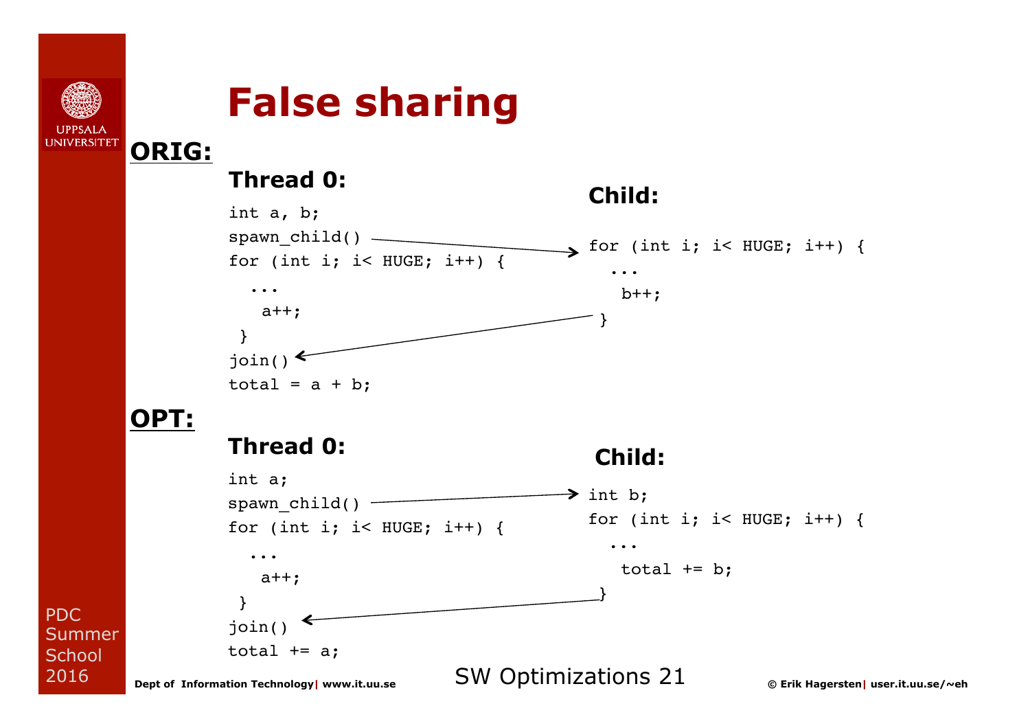# False sharing

## ORIG:

### Thread 0:

```
int a, b;
spawn_child()
for (int i; i< HUGE; i++) {
  ...
   a++;
 }
join()
total = a + b;
```

### Child:

```
for (int i; i< HUGE; i++) {
  ...
   b++;
}
```

## OPT:

### Thread 0:

```
int a;
spawn_child()
for (int i; i< HUGE; i++) {
  ...
   a++;
 }
join()
total += a;
```

### Child:

```
int b;
for (int i; i< HUGE; i++) {
  ...
   total += b;
}
```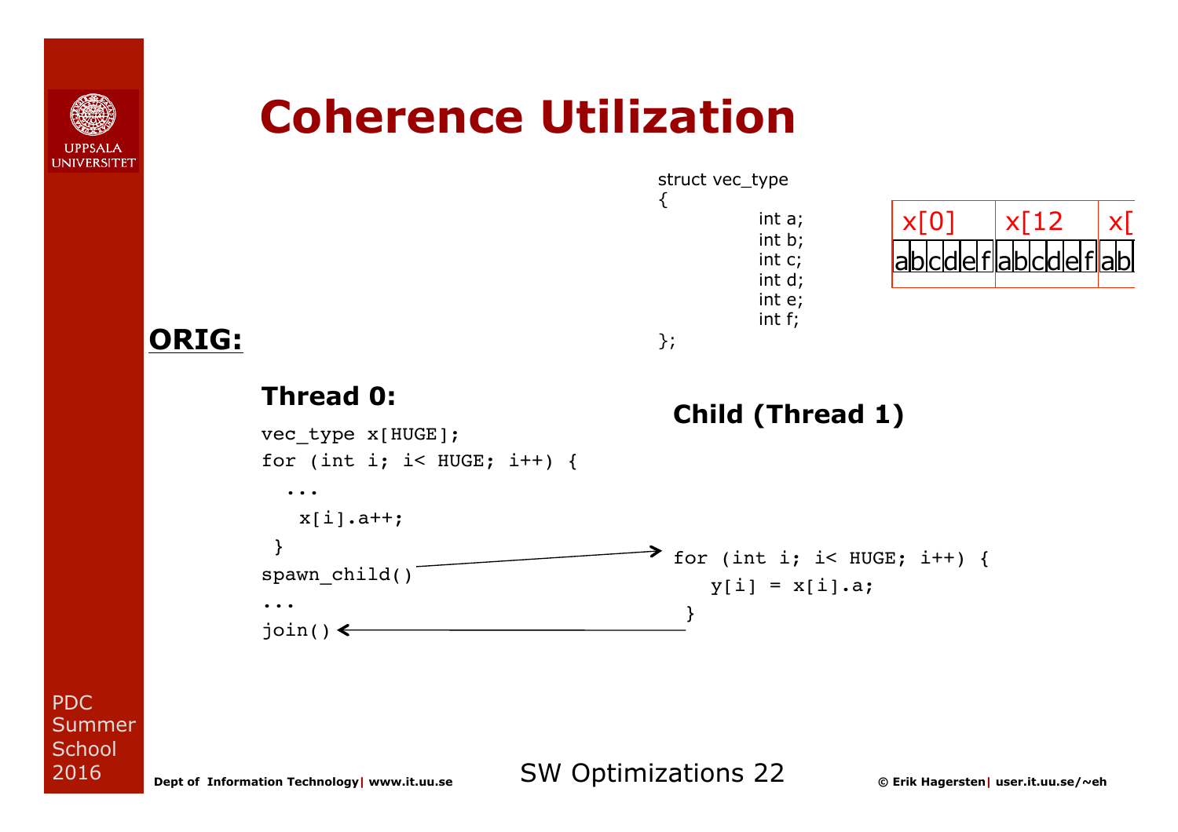# Coherence Utilization

```
struct vec_type
{
        int a;
        int b;
        int c;
        int d;
        int e;
        int f;
};
```

| x[0] | x[12 | x[ |
|---|---|---|
| abcdef | abcdef | ab |

**ORIG:**

**Thread 0:**

```
vec_type x[HUGE];
for (int i; i< HUGE; i++) {
  ...
   x[i].a++;
 }
spawn_child()
...
join()
```

**Child (Thread 1)**

```
for (int i; i< HUGE; i++) {
   y[i] = x[i].a;
 }
```

Dept of Information Technology| www.it.uu.se

SW Optimizations 22

© Erik Hagersten| user.it.uu.se/~eh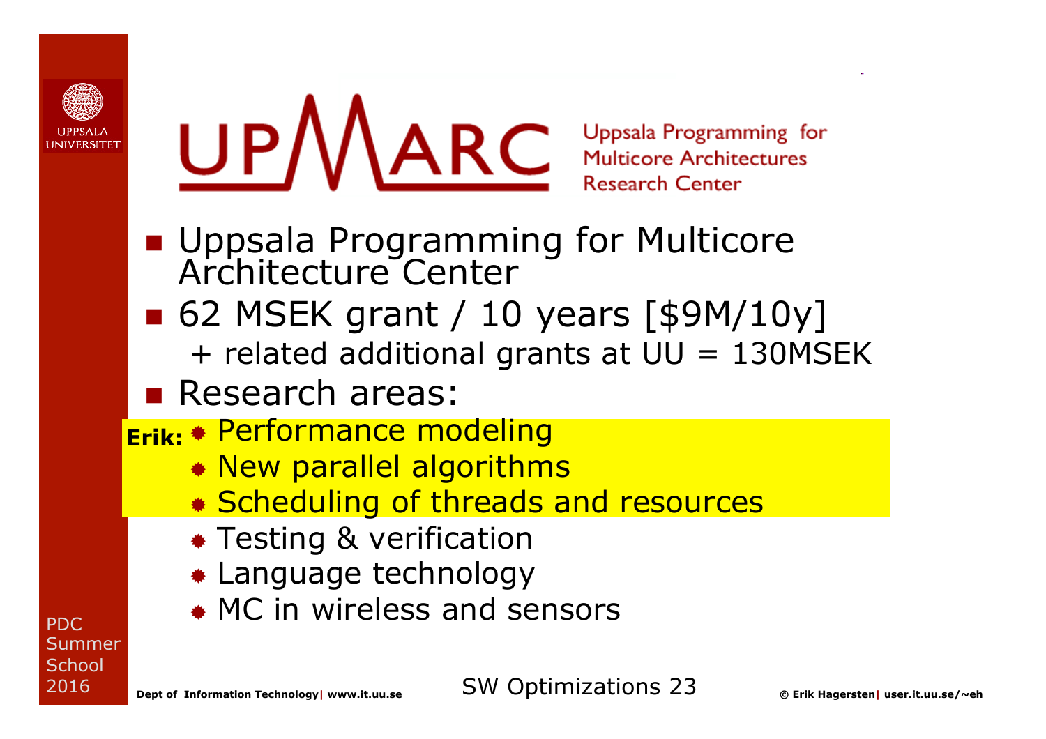# UPMARC

Uppsala Programming for Multicore Architectures Research Center

- Uppsala Programming for Multicore Architecture Center
- 62 MSEK grant / 10 years [$9M/10y]
  - + related additional grants at UU = 130MSEK
- Research areas:
  - **Erik:** Performance modeling
  - New parallel algorithms
  - Scheduling of threads and resources
  - Testing & verification
  - Language technology
  - MC in wireless and sensors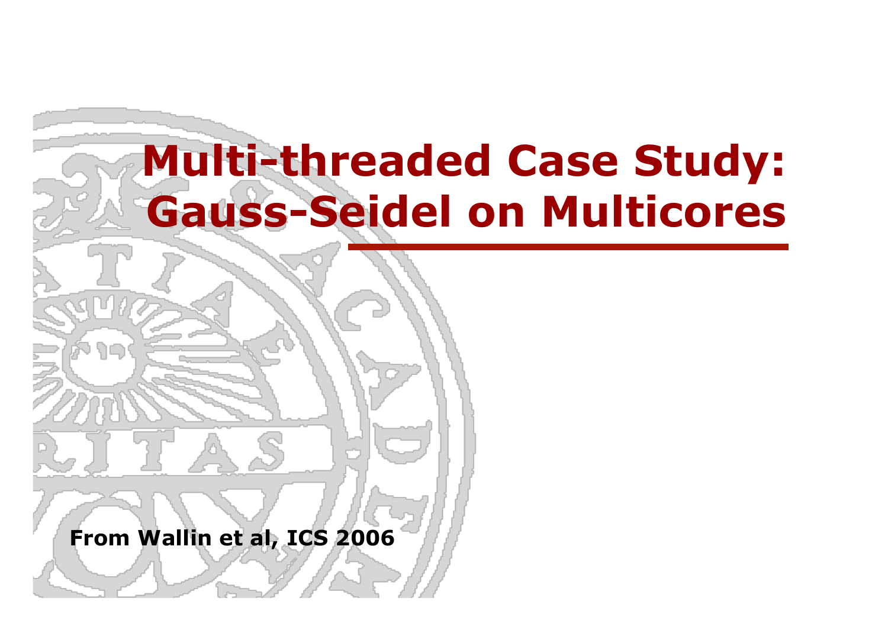# Multi-threaded Case Study: Gauss-Seidel on Multicores

**From Wallin et al, ICS 2006**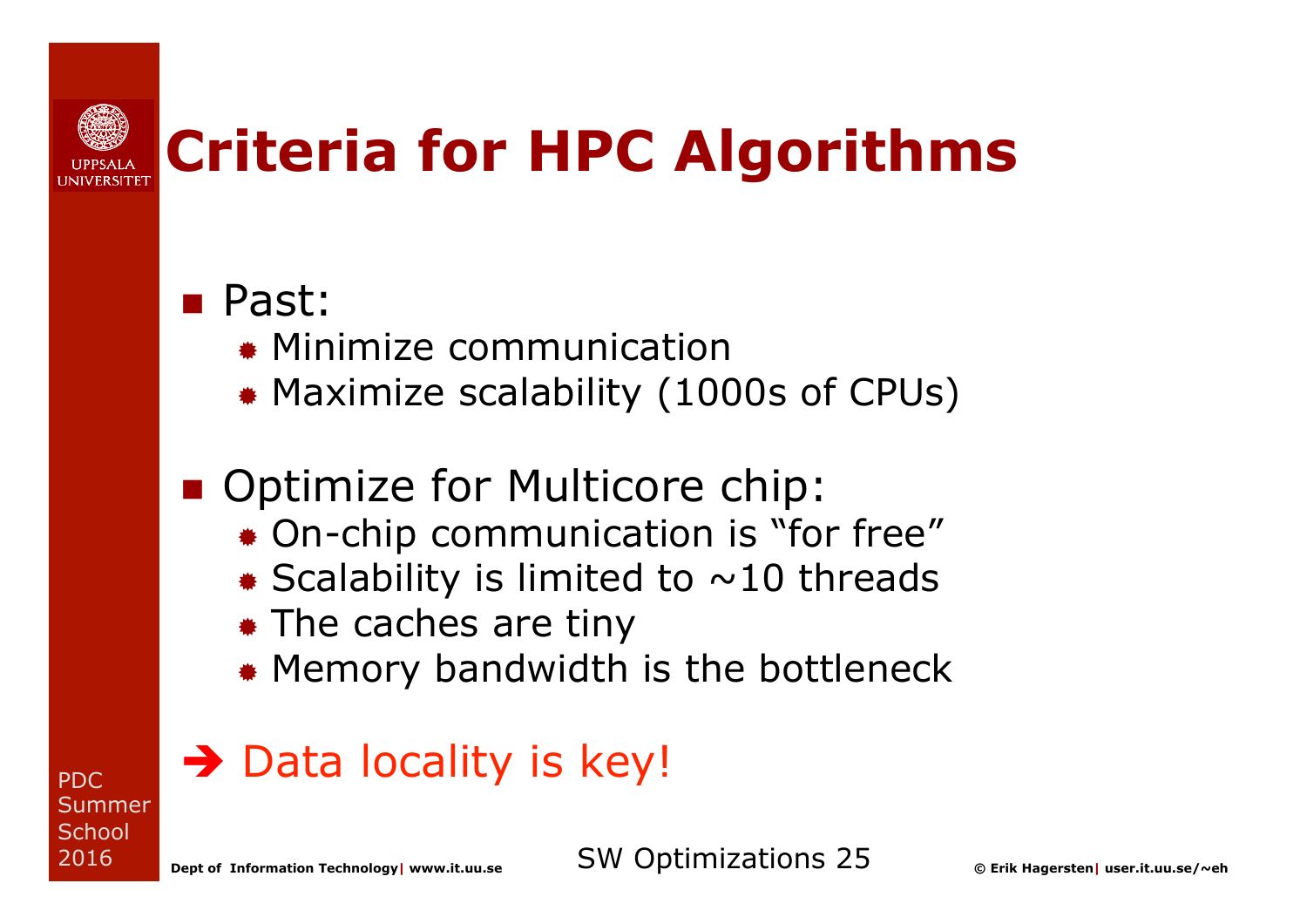# Criteria for HPC Algorithms

- Past:
  - Minimize communication
  - Maximize scalability (1000s of CPUs)

- Optimize for Multicore chip:
  - On-chip communication is “for free”
  - Scalability is limited to ~10 threads
  - The caches are tiny
  - Memory bandwidth is the bottleneck

➔ Data locality is key!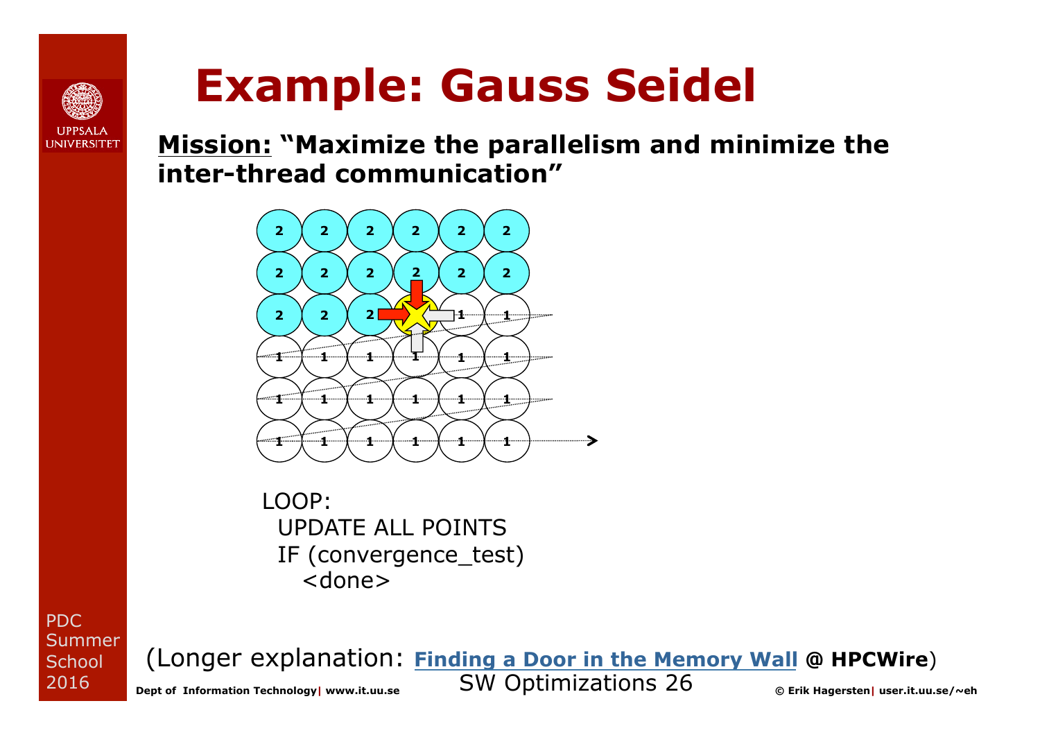# Example: Gauss Seidel

**Mission:** **"Maximize the parallelism and minimize the inter-thread communication"**

```
LOOP:
  UPDATE ALL POINTS
  IF (convergence_test)
    <done>
```

(Longer explanation: **Finding a Door in the Memory Wall** **@ HPCWire**)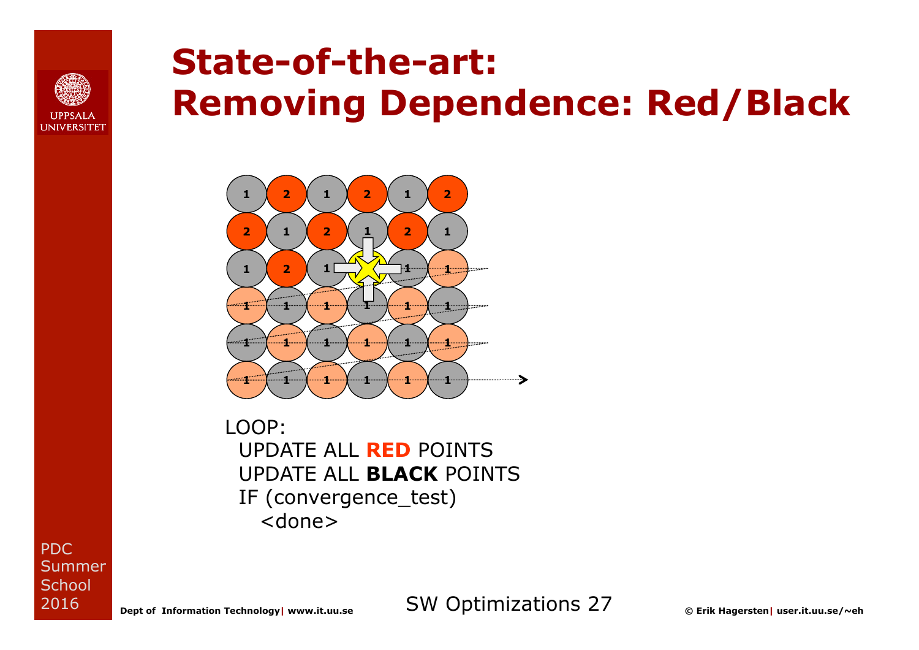# State-of-the-art: Removing Dependence: Red/Black

```
LOOP:
  UPDATE ALL RED POINTS
  UPDATE ALL BLACK POINTS
  IF (convergence_test)
    <done>
```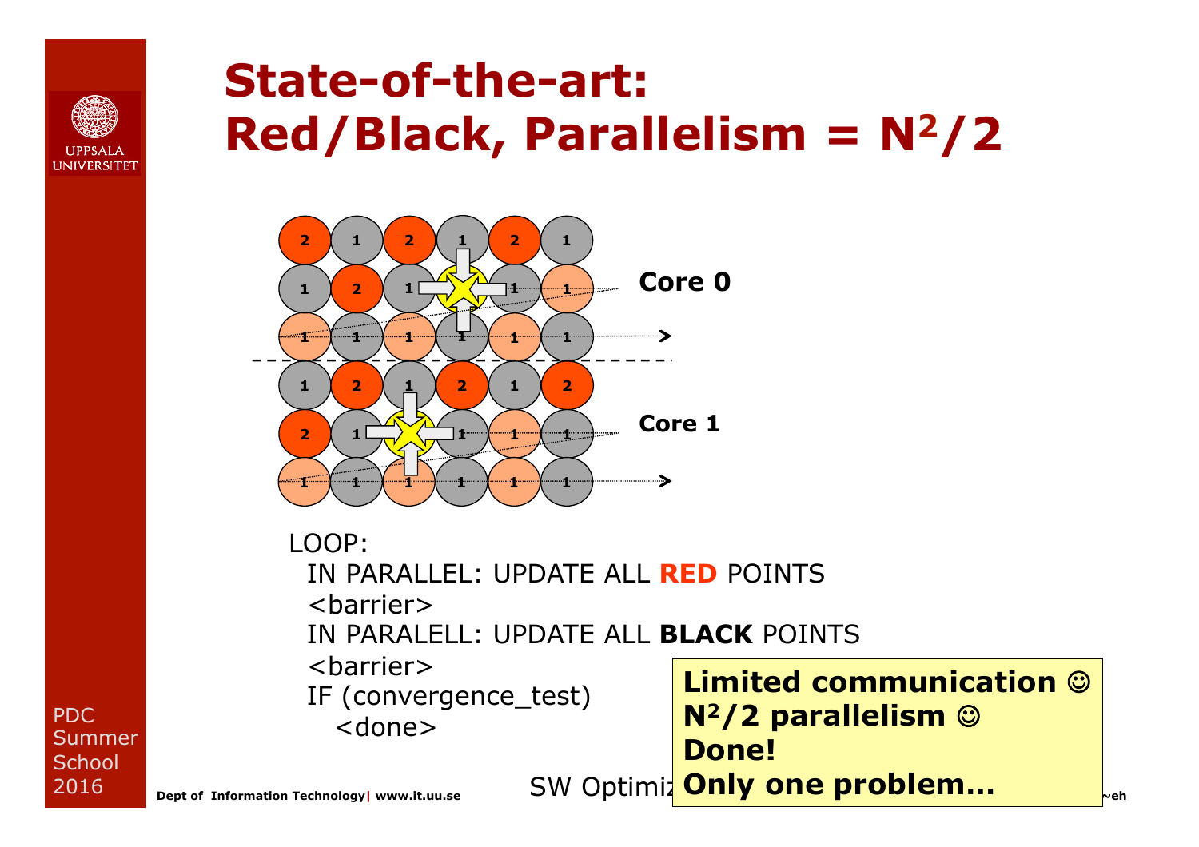# State-of-the-art: Red/Black, Parallelism = $N^2/2$

Core 0

Core 1

```
LOOP:
  IN PARALLEL: UPDATE ALL RED POINTS
  <barrier>
  IN PARALELL: UPDATE ALL BLACK POINTS
  <barrier>
  IF (convergence_test)
     <done>
```

**Limited communication ☺**
**$N^2/2$ parallelism ☺**
**Done!**
**Only one problem…**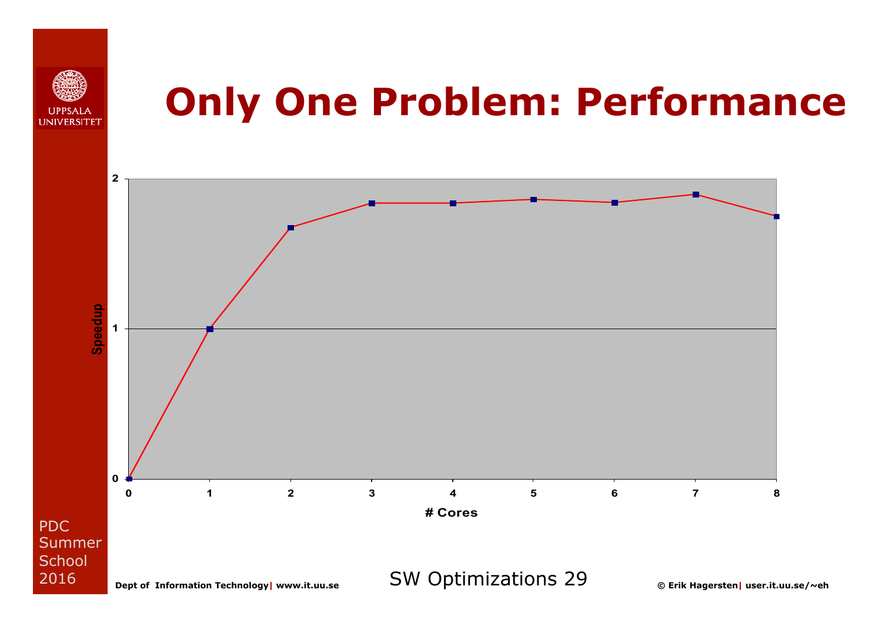# Only One Problem: Performance

Speedup

2

1

0

0 1 2 3 4 5 6 7 8

# Cores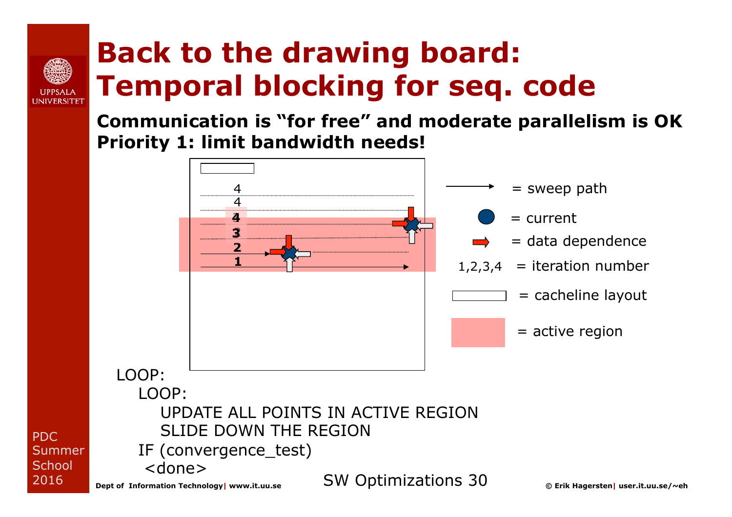# Back to the drawing board: Temporal blocking for seq. code

**Communication is "for free" and moderate parallelism is OK**
**Priority 1: limit bandwidth needs!**

= sweep path

= current

= data dependence

1,2,3,4 = iteration number

= cacheline layout

= active region

```
LOOP:
   LOOP:
      UPDATE ALL POINTS IN ACTIVE REGION
      SLIDE DOWN THE REGION
   IF (convergence_test)
    <done>
```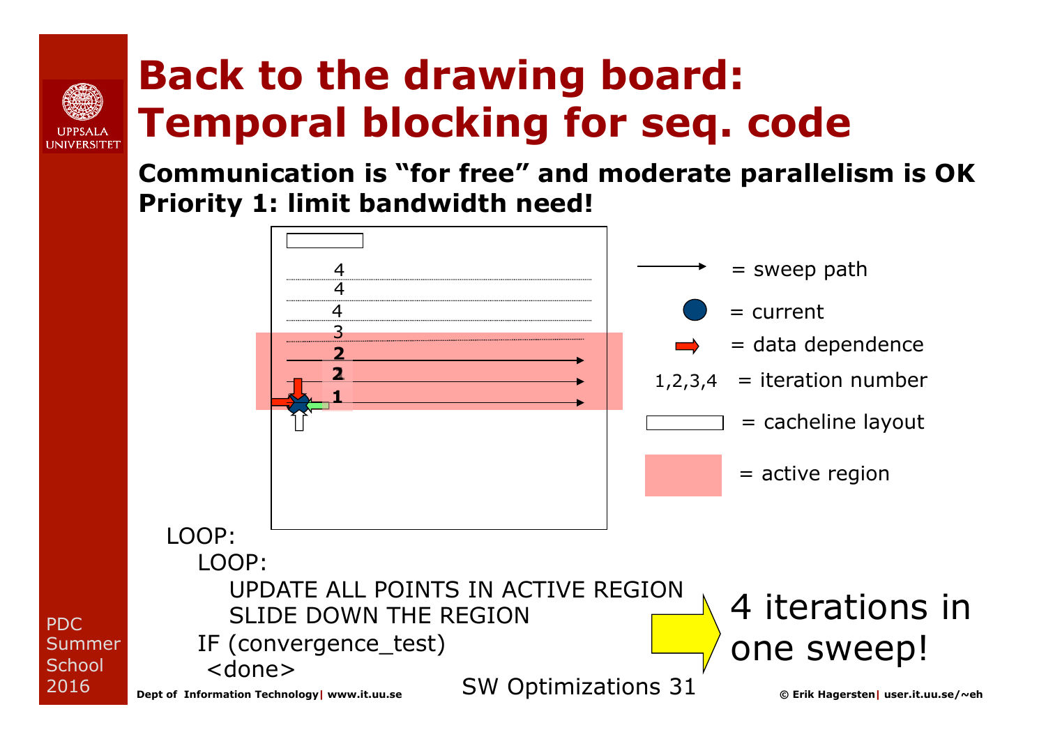# Back to the drawing board: Temporal blocking for seq. code

**Communication is "for free" and moderate parallelism is OK**
**Priority 1: limit bandwidth need!**

4
4
4
3
**2**
**2**
**1**

- → = sweep path
- ● = current
- ➡ = data dependence
- 1,2,3,4 = iteration number
- ▭ = cacheline layout
- ▬ = active region

```
LOOP:
   LOOP:
      UPDATE ALL POINTS IN ACTIVE REGION
      SLIDE DOWN THE REGION
   IF (convergence_test)
    <done>
```

4 iterations in one sweep!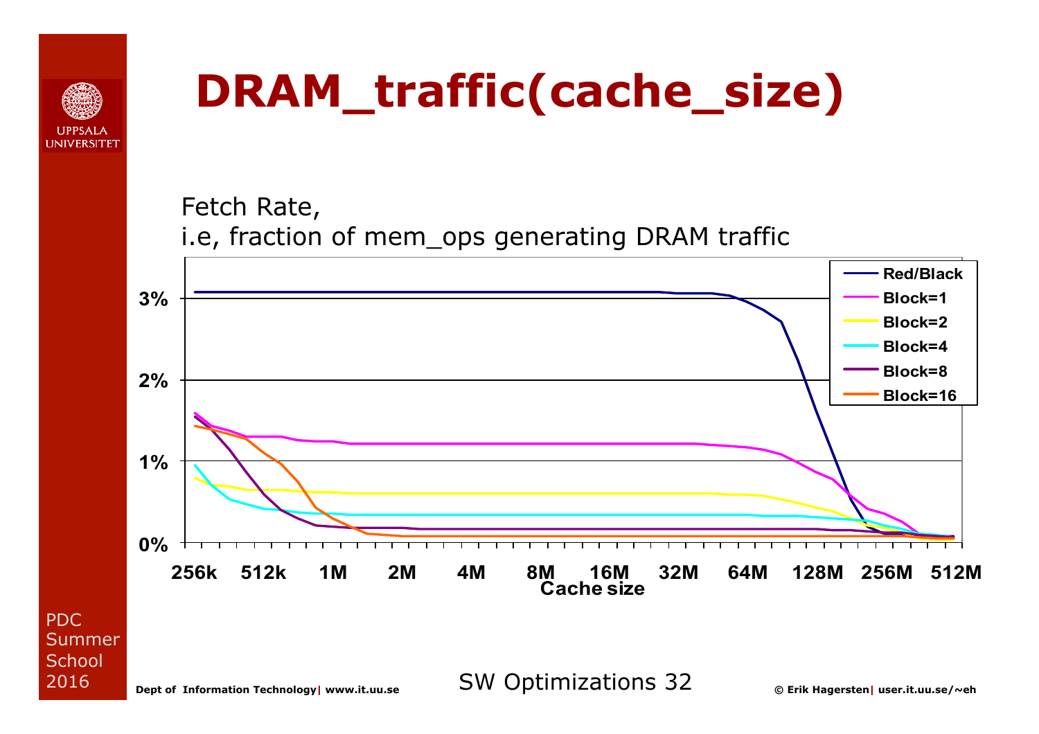# DRAM_traffic(cache_size)

Fetch Rate,
i.e, fraction of mem_ops generating DRAM traffic

Legend: Red/Black, Block=1, Block=2, Block=4, Block=8, Block=16

Y-axis: 0%, 1%, 2%, 3%

X-axis: 256k, 512k, 1M, 2M, 4M, 8M, 16M, 32M, 64M, 128M, 256M, 512M

Cache size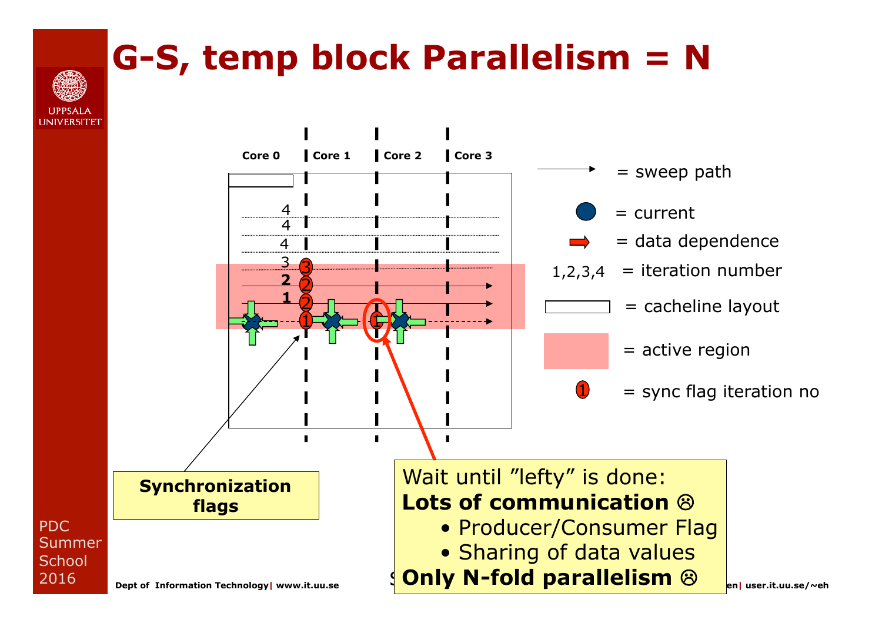# G-S, temp block Parallelism = N

Core 0 | Core 1 | Core 2 | Core 3

4
4
4
3
**2**
**1**

= sweep path

= current

= data dependence

1,2,3,4 = iteration number

= cacheline layout

= active region

= sync flag iteration no

**Synchronization flags**

Wait until "lefty" is done:
**Lots of communication ☹**

- Producer/Consumer Flag
- Sharing of data values

**Only N-fold parallelism ☹**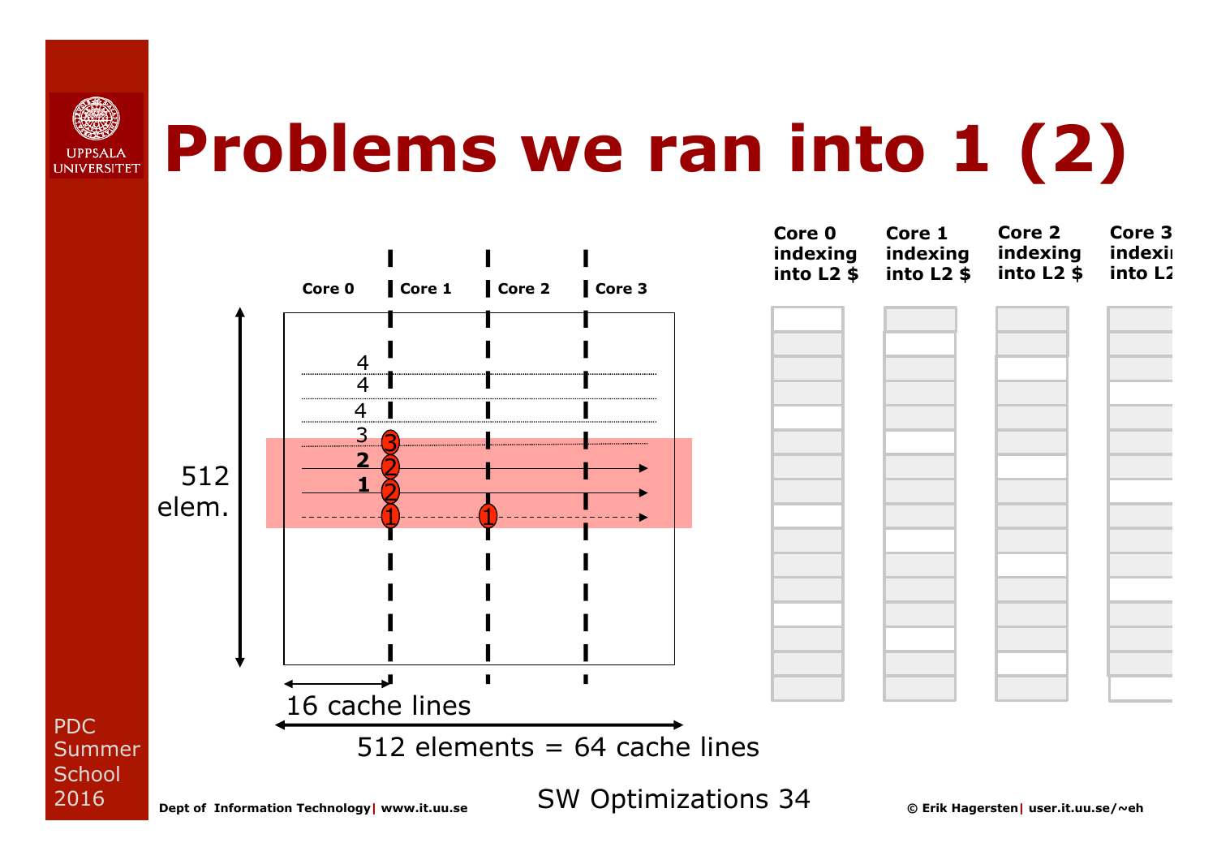# Problems we ran into 1 (2)

Core 0 | Core 1 | Core 2 | Core 3

4
4
4
3
**2**
**1**

512 elem.

16 cache lines

512 elements = 64 cache lines

Core 0 indexing into L2 $

Core 1 indexing into L2 $

Core 2 indexing into L2 $

Core 3 indexing into L2 $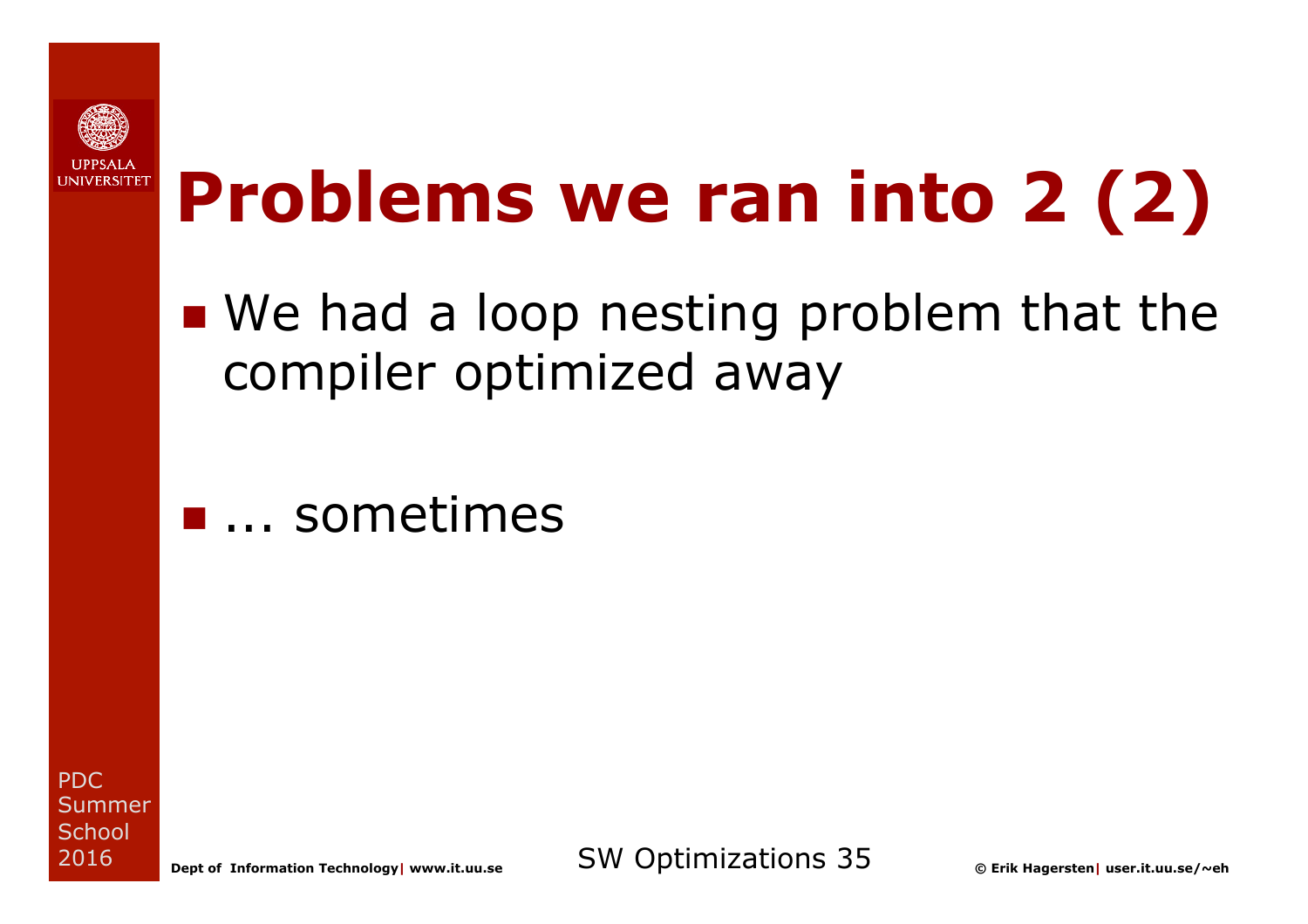# Problems we ran into 2 (2)

- We had a loop nesting problem that the compiler optimized away

- ... sometimes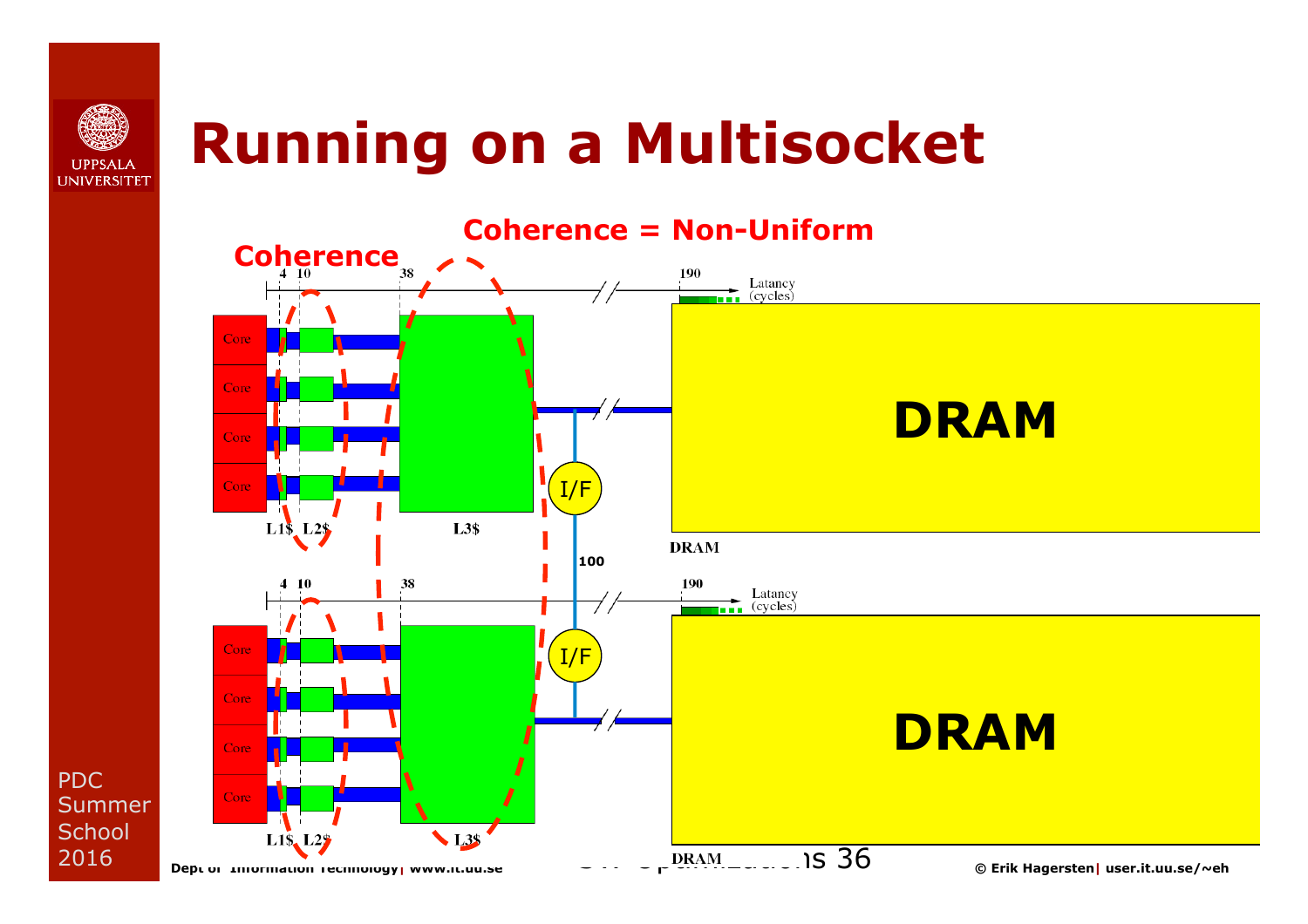# Running on a Multisocket

Coherence = Non-Uniform

Coherence

4 10 38 190 Latency (cycles)

Core

Core

Core

Core

L1$ L2$ L3$

DRAM

I/F

100

DRAM

4 10 38 190 Latency (cycles)

Core

Core

Core

Core

I/F

L1$ L2$ L3$

DRAM

DRAM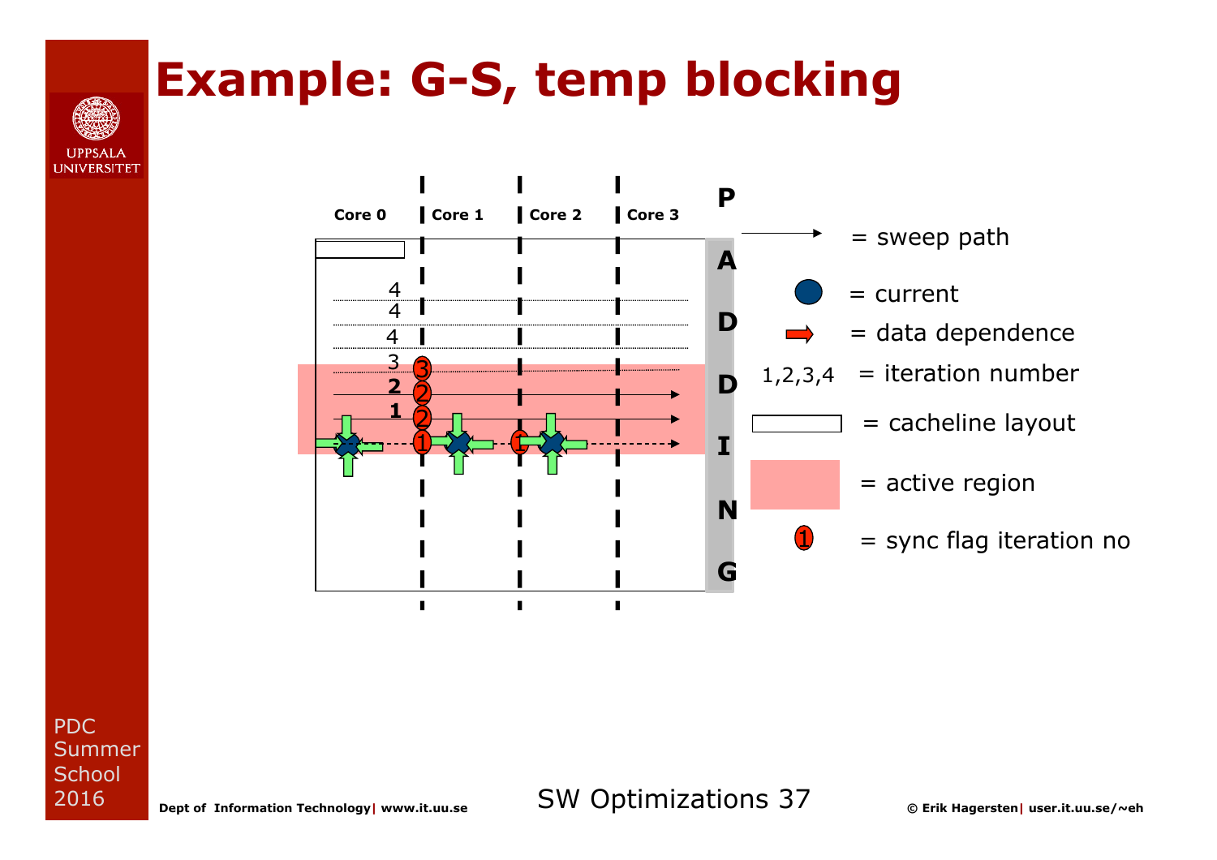# Example: G-S, temp blocking

Core 0 | Core 1 | Core 2 | Core 3

PADDING

- → = sweep path
- = current
- = data dependence
- 1,2,3,4 = iteration number
- = cacheline layout
- = active region
- = sync flag iteration no

PDC Summer School 2016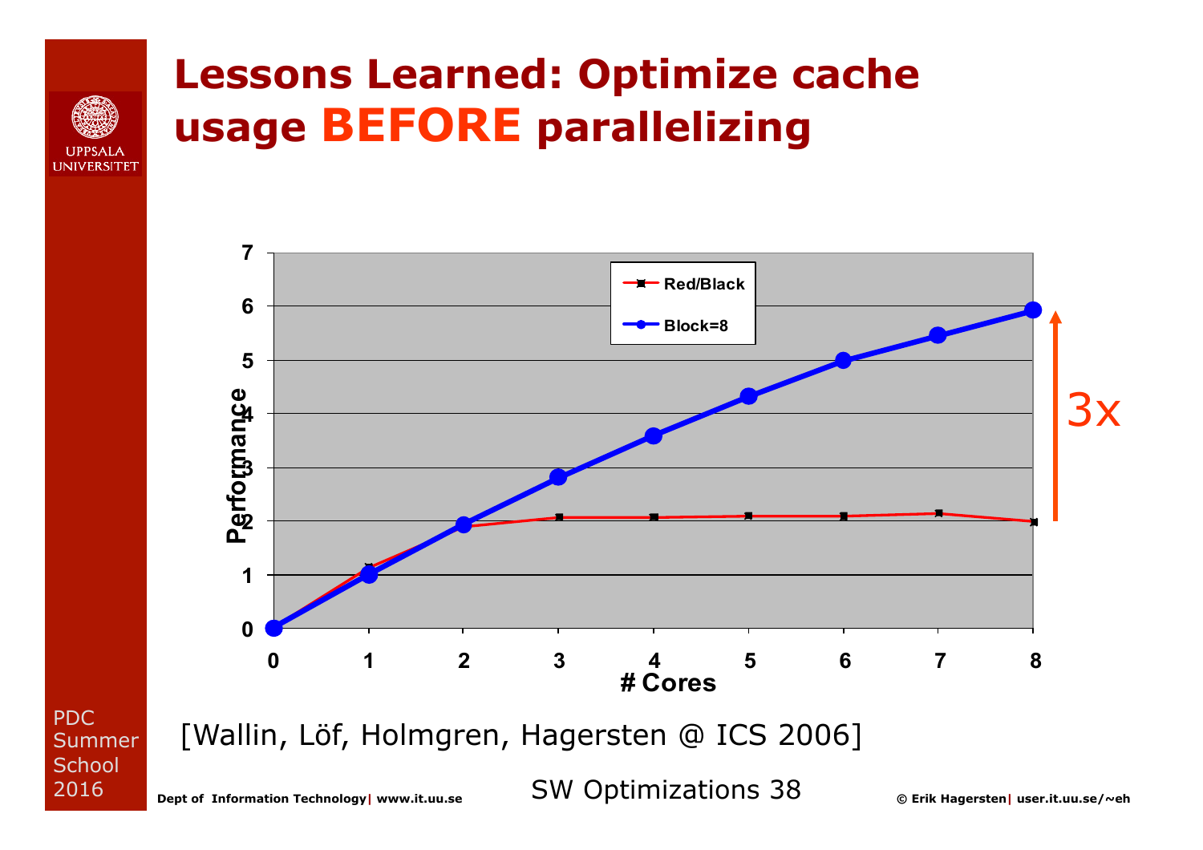# Lessons Learned: Optimize cache usage **BEFORE** parallelizing

Red/Black

Block=8

Performance

7
6
5
4
3
2
1
0

0 1 2 3 4 5 6 7 8

# Cores

3x

[Wallin, Löf, Holmgren, Hagersten @ ICS 2006]